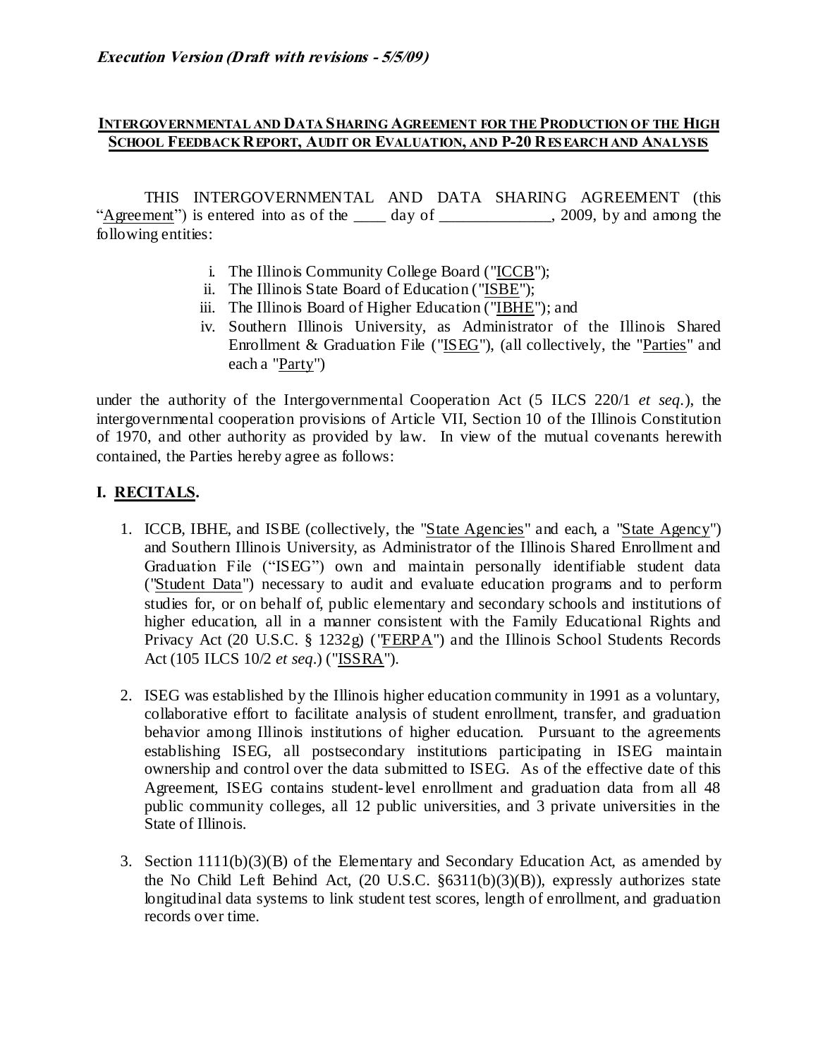*Execution Version (Draft with revisions - 5/5/09)*

**INTERGOVERNMENTAL AND DATA SHARING AGREEMENT FOR THE PRODUCTION OF THE HIGH SCHOOL FEEDBACK REPORT, AUDIT OR EVALUATION, AND P-20 RESEARCH AND ANALYSIS**

THIS INTERGOVERNMENTAL AND DATA SHARING AGREEMENT (this "Agreement") is entered into as of the ____ day of ______________, 2009, by and among the following entities:

i. The Illinois Community College Board ("ICCB");
ii. The Illinois State Board of Education ("ISBE");
iii. The Illinois Board of Higher Education ("IBHE"); and
iv. Southern Illinois University, as Administrator of the Illinois Shared Enrollment & Graduation File ("ISEG"), (all collectively, the "Parties" and each a "Party")

under the authority of the Intergovernmental Cooperation Act (5 ILCS 220/1 *et seq*.), the intergovernmental cooperation provisions of Article VII, Section 10 of the Illinois Constitution of 1970, and other authority as provided by law. In view of the mutual covenants herewith contained, the Parties hereby agree as follows:

## I. RECITALS.

1. ICCB, IBHE, and ISBE (collectively, the "State Agencies" and each, a "State Agency") and Southern Illinois University, as Administrator of the Illinois Shared Enrollment and Graduation File ("ISEG") own and maintain personally identifiable student data ("Student Data") necessary to audit and evaluate education programs and to perform studies for, or on behalf of, public elementary and secondary schools and institutions of higher education, all in a manner consistent with the Family Educational Rights and Privacy Act (20 U.S.C. § 1232g) ("FERPA") and the Illinois School Students Records Act (105 ILCS 10/2 *et seq*.) ("ISSRA").

2. ISEG was established by the Illinois higher education community in 1991 as a voluntary, collaborative effort to facilitate analysis of student enrollment, transfer, and graduation behavior among Illinois institutions of higher education. Pursuant to the agreements establishing ISEG, all postsecondary institutions participating in ISEG maintain ownership and control over the data submitted to ISEG. As of the effective date of this Agreement, ISEG contains student-level enrollment and graduation data from all 48 public community colleges, all 12 public universities, and 3 private universities in the State of Illinois.

3. Section 1111(b)(3)(B) of the Elementary and Secondary Education Act, as amended by the No Child Left Behind Act, (20 U.S.C. §6311(b)(3)(B)), expressly authorizes state longitudinal data systems to link student test scores, length of enrollment, and graduation records over time.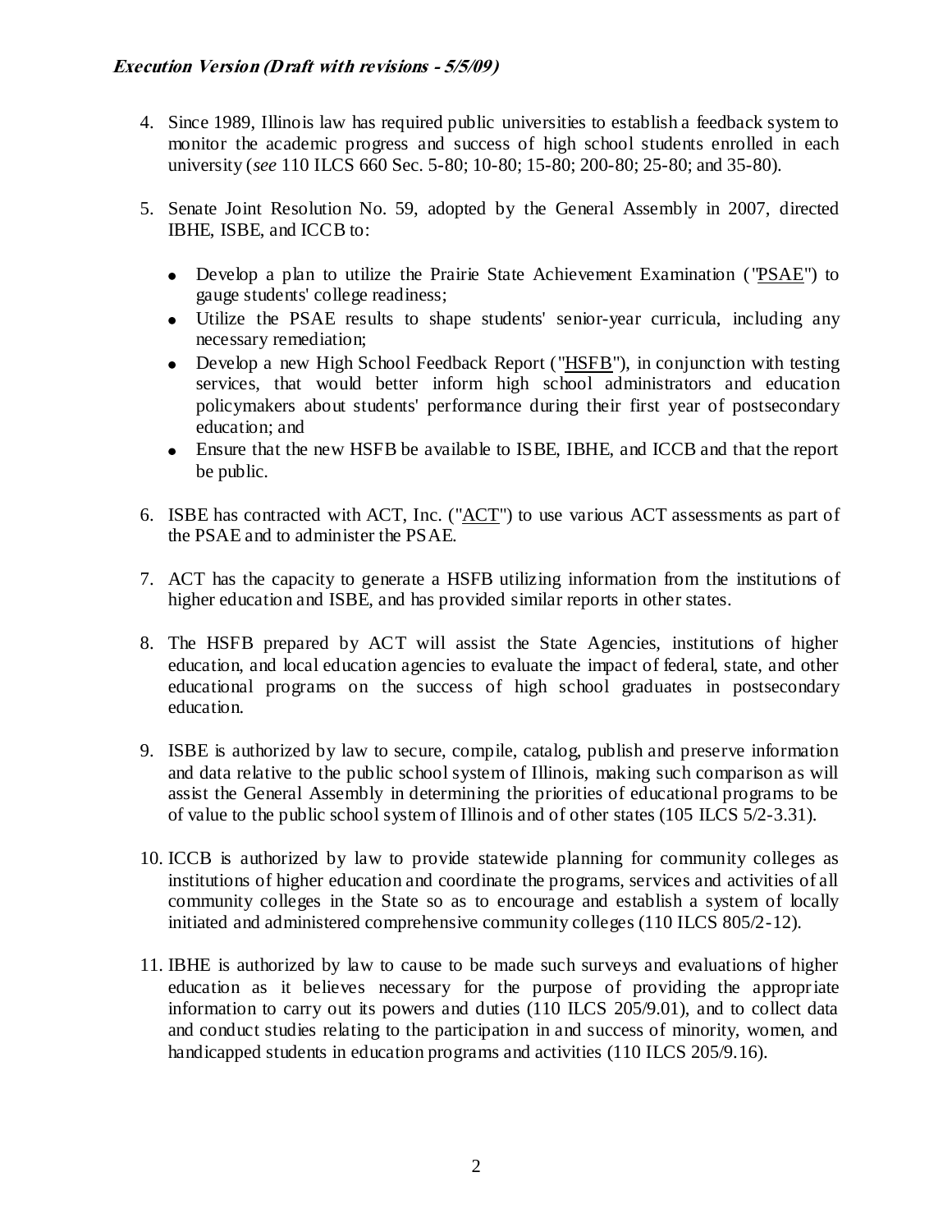4. Since 1989, Illinois law has required public universities to establish a feedback system to monitor the academic progress and success of high school students enrolled in each university (*see* 110 ILCS 660 Sec. 5-80; 10-80; 15-80; 200-80; 25-80; and 35-80).

5. Senate Joint Resolution No. 59, adopted by the General Assembly in 2007, directed IBHE, ISBE, and ICCB to:

   - Develop a plan to utilize the Prairie State Achievement Examination ("PSAE") to gauge students' college readiness;
   - Utilize the PSAE results to shape students' senior-year curricula, including any necessary remediation;
   - Develop a new High School Feedback Report ("HSFB"), in conjunction with testing services, that would better inform high school administrators and education policymakers about students' performance during their first year of postsecondary education; and
   - Ensure that the new HSFB be available to ISBE, IBHE, and ICCB and that the report be public.

6. ISBE has contracted with ACT, Inc. ("ACT") to use various ACT assessments as part of the PSAE and to administer the PSAE.

7. ACT has the capacity to generate a HSFB utilizing information from the institutions of higher education and ISBE, and has provided similar reports in other states.

8. The HSFB prepared by ACT will assist the State Agencies, institutions of higher education, and local education agencies to evaluate the impact of federal, state, and other educational programs on the success of high school graduates in postsecondary education.

9. ISBE is authorized by law to secure, compile, catalog, publish and preserve information and data relative to the public school system of Illinois, making such comparison as will assist the General Assembly in determining the priorities of educational programs to be of value to the public school system of Illinois and of other states (105 ILCS 5/2-3.31).

10. ICCB is authorized by law to provide statewide planning for community colleges as institutions of higher education and coordinate the programs, services and activities of all community colleges in the State so as to encourage and establish a system of locally initiated and administered comprehensive community colleges (110 ILCS 805/2-12).

11. IBHE is authorized by law to cause to be made such surveys and evaluations of higher education as it believes necessary for the purpose of providing the appropriate information to carry out its powers and duties (110 ILCS 205/9.01), and to collect data and conduct studies relating to the participation in and success of minority, women, and handicapped students in education programs and activities (110 ILCS 205/9.16).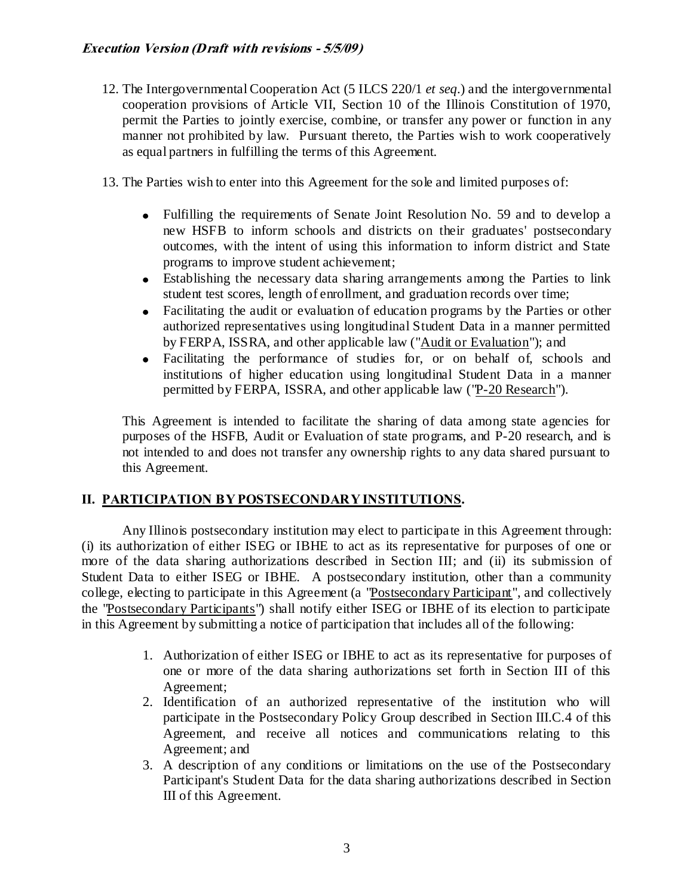12. The Intergovernmental Cooperation Act (5 ILCS 220/1 *et seq*.) and the intergovernmental cooperation provisions of Article VII, Section 10 of the Illinois Constitution of 1970, permit the Parties to jointly exercise, combine, or transfer any power or function in any manner not prohibited by law. Pursuant thereto, the Parties wish to work cooperatively as equal partners in fulfilling the terms of this Agreement.

13. The Parties wish to enter into this Agreement for the sole and limited purposes of:

    - Fulfilling the requirements of Senate Joint Resolution No. 59 and to develop a new HSFB to inform schools and districts on their graduates' postsecondary outcomes, with the intent of using this information to inform district and State programs to improve student achievement;
    - Establishing the necessary data sharing arrangements among the Parties to link student test scores, length of enrollment, and graduation records over time;
    - Facilitating the audit or evaluation of education programs by the Parties or other authorized representatives using longitudinal Student Data in a manner permitted by FERPA, ISSRA, and other applicable law ("Audit or Evaluation"); and
    - Facilitating the performance of studies for, or on behalf of, schools and institutions of higher education using longitudinal Student Data in a manner permitted by FERPA, ISSRA, and other applicable law ("P-20 Research").

    This Agreement is intended to facilitate the sharing of data among state agencies for purposes of the HSFB, Audit or Evaluation of state programs, and P-20 research, and is not intended to and does not transfer any ownership rights to any data shared pursuant to this Agreement.

## II. PARTICIPATION BY POSTSECONDARY INSTITUTIONS.

Any Illinois postsecondary institution may elect to participate in this Agreement through: (i) its authorization of either ISEG or IBHE to act as its representative for purposes of one or more of the data sharing authorizations described in Section III; and (ii) its submission of Student Data to either ISEG or IBHE. A postsecondary institution, other than a community college, electing to participate in this Agreement (a "Postsecondary Participant", and collectively the "Postsecondary Participants") shall notify either ISEG or IBHE of its election to participate in this Agreement by submitting a notice of participation that includes all of the following:

1. Authorization of either ISEG or IBHE to act as its representative for purposes of one or more of the data sharing authorizations set forth in Section III of this Agreement;
2. Identification of an authorized representative of the institution who will participate in the Postsecondary Policy Group described in Section III.C.4 of this Agreement, and receive all notices and communications relating to this Agreement; and
3. A description of any conditions or limitations on the use of the Postsecondary Participant's Student Data for the data sharing authorizations described in Section III of this Agreement.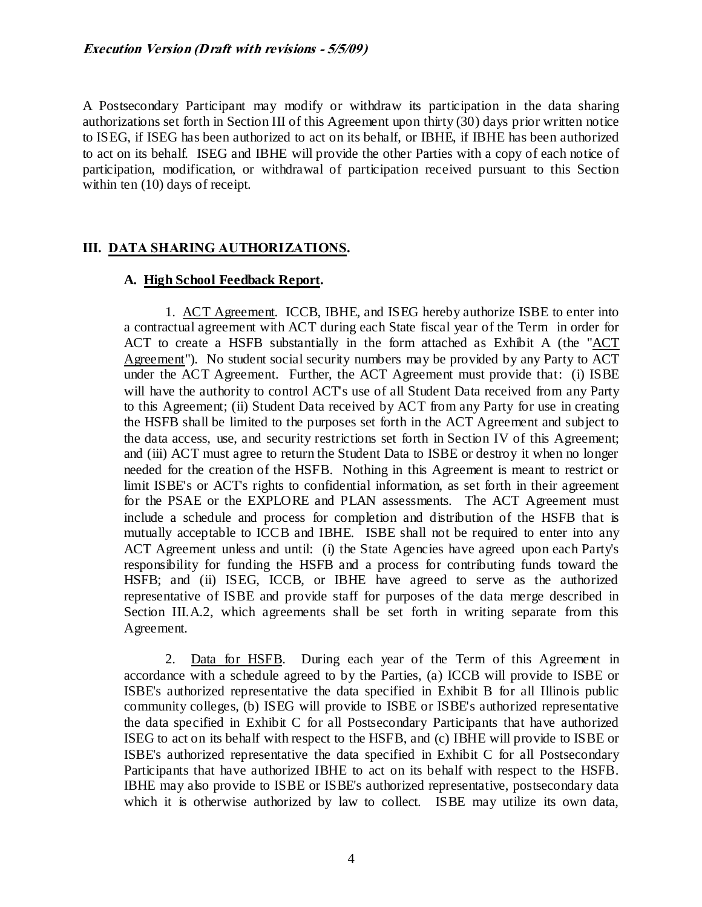A Postsecondary Participant may modify or withdraw its participation in the data sharing authorizations set forth in Section III of this Agreement upon thirty (30) days prior written notice to ISEG, if ISEG has been authorized to act on its behalf, or IBHE, if IBHE has been authorized to act on its behalf. ISEG and IBHE will provide the other Parties with a copy of each notice of participation, modification, or withdrawal of participation received pursuant to this Section within ten (10) days of receipt.

## III. DATA SHARING AUTHORIZATIONS.

### A. High School Feedback Report.

1. ACT Agreement. ICCB, IBHE, and ISEG hereby authorize ISBE to enter into a contractual agreement with ACT during each State fiscal year of the Term in order for ACT to create a HSFB substantially in the form attached as Exhibit A (the "ACT Agreement"). No student social security numbers may be provided by any Party to ACT under the ACT Agreement. Further, the ACT Agreement must provide that: (i) ISBE will have the authority to control ACT's use of all Student Data received from any Party to this Agreement; (ii) Student Data received by ACT from any Party for use in creating the HSFB shall be limited to the purposes set forth in the ACT Agreement and subject to the data access, use, and security restrictions set forth in Section IV of this Agreement; and (iii) ACT must agree to return the Student Data to ISBE or destroy it when no longer needed for the creation of the HSFB. Nothing in this Agreement is meant to restrict or limit ISBE's or ACT's rights to confidential information, as set forth in their agreement for the PSAE or the EXPLORE and PLAN assessments. The ACT Agreement must include a schedule and process for completion and distribution of the HSFB that is mutually acceptable to ICCB and IBHE. ISBE shall not be required to enter into any ACT Agreement unless and until: (i) the State Agencies have agreed upon each Party's responsibility for funding the HSFB and a process for contributing funds toward the HSFB; and (ii) ISEG, ICCB, or IBHE have agreed to serve as the authorized representative of ISBE and provide staff for purposes of the data merge described in Section III.A.2, which agreements shall be set forth in writing separate from this Agreement.

2. Data for HSFB. During each year of the Term of this Agreement in accordance with a schedule agreed to by the Parties, (a) ICCB will provide to ISBE or ISBE's authorized representative the data specified in Exhibit B for all Illinois public community colleges, (b) ISEG will provide to ISBE or ISBE's authorized representative the data specified in Exhibit C for all Postsecondary Participants that have authorized ISEG to act on its behalf with respect to the HSFB, and (c) IBHE will provide to ISBE or ISBE's authorized representative the data specified in Exhibit C for all Postsecondary Participants that have authorized IBHE to act on its behalf with respect to the HSFB. IBHE may also provide to ISBE or ISBE's authorized representative, postsecondary data which it is otherwise authorized by law to collect. ISBE may utilize its own data,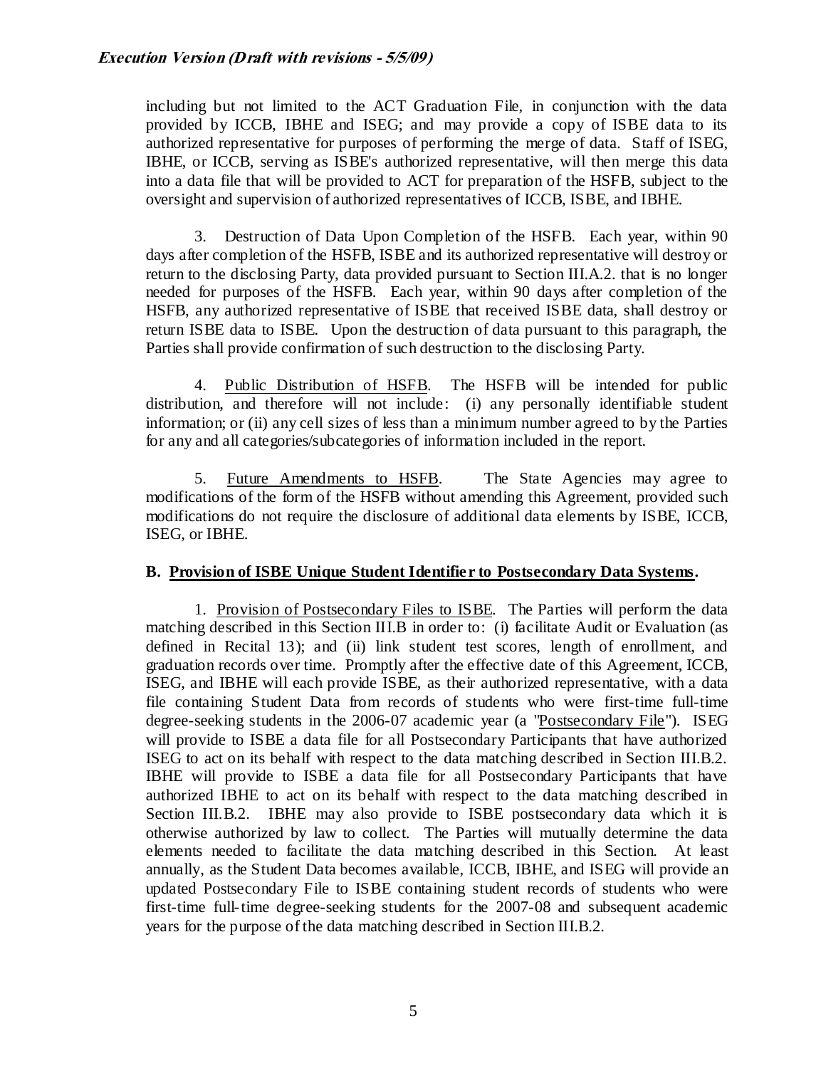including but not limited to the ACT Graduation File, in conjunction with the data provided by ICCB, IBHE and ISEG; and may provide a copy of ISBE data to its authorized representative for purposes of performing the merge of data. Staff of ISEG, IBHE, or ICCB, serving as ISBE's authorized representative, will then merge this data into a data file that will be provided to ACT for preparation of the HSFB, subject to the oversight and supervision of authorized representatives of ICCB, ISBE, and IBHE.

3. Destruction of Data Upon Completion of the HSFB. Each year, within 90 days after completion of the HSFB, ISBE and its authorized representative will destroy or return to the disclosing Party, data provided pursuant to Section III.A.2. that is no longer needed for purposes of the HSFB. Each year, within 90 days after completion of the HSFB, any authorized representative of ISBE that received ISBE data, shall destroy or return ISBE data to ISBE. Upon the destruction of data pursuant to this paragraph, the Parties shall provide confirmation of such destruction to the disclosing Party.

4. Public Distribution of HSFB. The HSFB will be intended for public distribution, and therefore will not include: (i) any personally identifiable student information; or (ii) any cell sizes of less than a minimum number agreed to by the Parties for any and all categories/subcategories of information included in the report.

5. Future Amendments to HSFB. The State Agencies may agree to modifications of the form of the HSFB without amending this Agreement, provided such modifications do not require the disclosure of additional data elements by ISBE, ICCB, ISEG, or IBHE.

**B. Provision of ISBE Unique Student Identifier to Postsecondary Data Systems.**

1. Provision of Postsecondary Files to ISBE. The Parties will perform the data matching described in this Section III.B in order to: (i) facilitate Audit or Evaluation (as defined in Recital 13); and (ii) link student test scores, length of enrollment, and graduation records over time. Promptly after the effective date of this Agreement, ICCB, ISEG, and IBHE will each provide ISBE, as their authorized representative, with a data file containing Student Data from records of students who were first-time full-time degree-seeking students in the 2006-07 academic year (a "Postsecondary File"). ISEG will provide to ISBE a data file for all Postsecondary Participants that have authorized ISEG to act on its behalf with respect to the data matching described in Section III.B.2. IBHE will provide to ISBE a data file for all Postsecondary Participants that have authorized IBHE to act on its behalf with respect to the data matching described in Section III.B.2. IBHE may also provide to ISBE postsecondary data which it is otherwise authorized by law to collect. The Parties will mutually determine the data elements needed to facilitate the data matching described in this Section. At least annually, as the Student Data becomes available, ICCB, IBHE, and ISEG will provide an updated Postsecondary File to ISBE containing student records of students who were first-time full-time degree-seeking students for the 2007-08 and subsequent academic years for the purpose of the data matching described in Section III.B.2.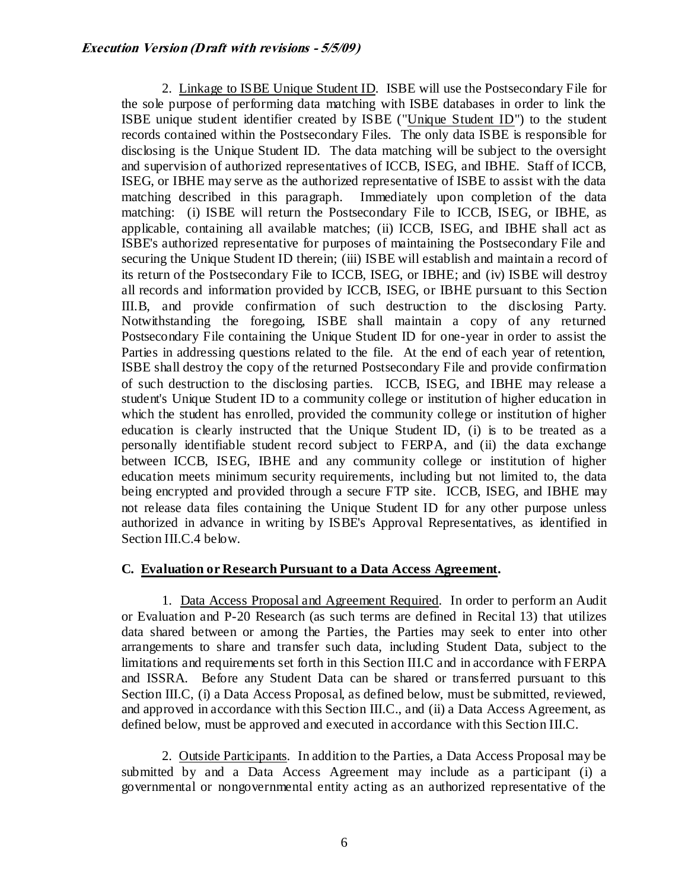2. Linkage to ISBE Unique Student ID. ISBE will use the Postsecondary File for the sole purpose of performing data matching with ISBE databases in order to link the ISBE unique student identifier created by ISBE ("Unique Student ID") to the student records contained within the Postsecondary Files. The only data ISBE is responsible for disclosing is the Unique Student ID. The data matching will be subject to the oversight and supervision of authorized representatives of ICCB, ISEG, and IBHE. Staff of ICCB, ISEG, or IBHE may serve as the authorized representative of ISBE to assist with the data matching described in this paragraph. Immediately upon completion of the data matching: (i) ISBE will return the Postsecondary File to ICCB, ISEG, or IBHE, as applicable, containing all available matches; (ii) ICCB, ISEG, and IBHE shall act as ISBE's authorized representative for purposes of maintaining the Postsecondary File and securing the Unique Student ID therein; (iii) ISBE will establish and maintain a record of its return of the Postsecondary File to ICCB, ISEG, or IBHE; and (iv) ISBE will destroy all records and information provided by ICCB, ISEG, or IBHE pursuant to this Section III.B, and provide confirmation of such destruction to the disclosing Party. Notwithstanding the foregoing, ISBE shall maintain a copy of any returned Postsecondary File containing the Unique Student ID for one-year in order to assist the Parties in addressing questions related to the file. At the end of each year of retention, ISBE shall destroy the copy of the returned Postsecondary File and provide confirmation of such destruction to the disclosing parties. ICCB, ISEG, and IBHE may release a student's Unique Student ID to a community college or institution of higher education in which the student has enrolled, provided the community college or institution of higher education is clearly instructed that the Unique Student ID, (i) is to be treated as a personally identifiable student record subject to FERPA, and (ii) the data exchange between ICCB, ISEG, IBHE and any community college or institution of higher education meets minimum security requirements, including but not limited to, the data being encrypted and provided through a secure FTP site. ICCB, ISEG, and IBHE may not release data files containing the Unique Student ID for any other purpose unless authorized in advance in writing by ISBE's Approval Representatives, as identified in Section III.C.4 below.

### C. Evaluation or Research Pursuant to a Data Access Agreement.

1. Data Access Proposal and Agreement Required. In order to perform an Audit or Evaluation and P-20 Research (as such terms are defined in Recital 13) that utilizes data shared between or among the Parties, the Parties may seek to enter into other arrangements to share and transfer such data, including Student Data, subject to the limitations and requirements set forth in this Section III.C and in accordance with FERPA and ISSRA. Before any Student Data can be shared or transferred pursuant to this Section III.C, (i) a Data Access Proposal, as defined below, must be submitted, reviewed, and approved in accordance with this Section III.C., and (ii) a Data Access Agreement, as defined below, must be approved and executed in accordance with this Section III.C.

2. Outside Participants. In addition to the Parties, a Data Access Proposal may be submitted by and a Data Access Agreement may include as a participant (i) a governmental or nongovernmental entity acting as an authorized representative of the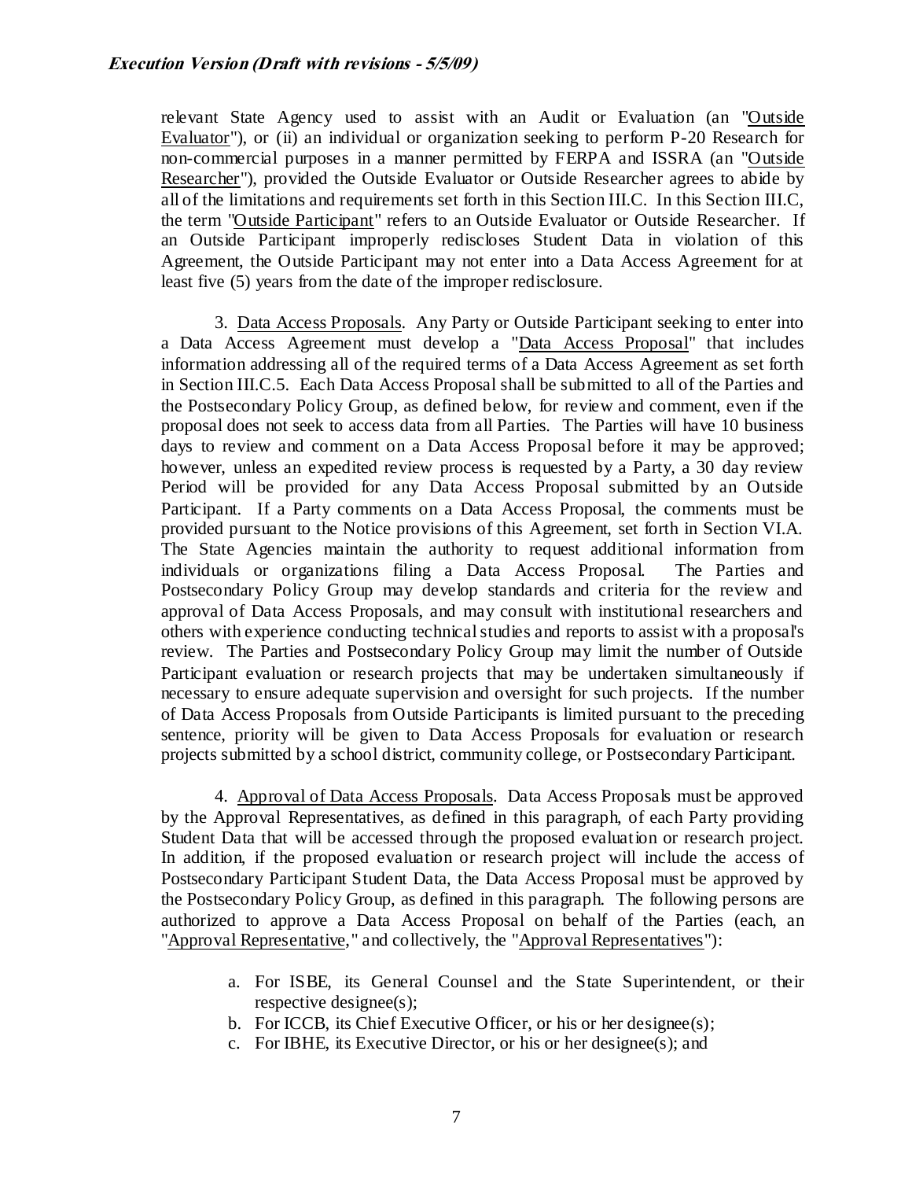relevant State Agency used to assist with an Audit or Evaluation (an "Outside Evaluator"), or (ii) an individual or organization seeking to perform P-20 Research for non-commercial purposes in a manner permitted by FERPA and ISSRA (an "Outside Researcher"), provided the Outside Evaluator or Outside Researcher agrees to abide by all of the limitations and requirements set forth in this Section III.C. In this Section III.C, the term "Outside Participant" refers to an Outside Evaluator or Outside Researcher. If an Outside Participant improperly rediscloses Student Data in violation of this Agreement, the Outside Participant may not enter into a Data Access Agreement for at least five (5) years from the date of the improper redisclosure.

3. Data Access Proposals. Any Party or Outside Participant seeking to enter into a Data Access Agreement must develop a "Data Access Proposal" that includes information addressing all of the required terms of a Data Access Agreement as set forth in Section III.C.5. Each Data Access Proposal shall be submitted to all of the Parties and the Postsecondary Policy Group, as defined below, for review and comment, even if the proposal does not seek to access data from all Parties. The Parties will have 10 business days to review and comment on a Data Access Proposal before it may be approved; however, unless an expedited review process is requested by a Party, a 30 day review Period will be provided for any Data Access Proposal submitted by an Outside Participant. If a Party comments on a Data Access Proposal, the comments must be provided pursuant to the Notice provisions of this Agreement, set forth in Section VI.A. The State Agencies maintain the authority to request additional information from individuals or organizations filing a Data Access Proposal. The Parties and Postsecondary Policy Group may develop standards and criteria for the review and approval of Data Access Proposals, and may consult with institutional researchers and others with experience conducting technical studies and reports to assist with a proposal's review. The Parties and Postsecondary Policy Group may limit the number of Outside Participant evaluation or research projects that may be undertaken simultaneously if necessary to ensure adequate supervision and oversight for such projects. If the number of Data Access Proposals from Outside Participants is limited pursuant to the preceding sentence, priority will be given to Data Access Proposals for evaluation or research projects submitted by a school district, community college, or Postsecondary Participant.

4. Approval of Data Access Proposals. Data Access Proposals must be approved by the Approval Representatives, as defined in this paragraph, of each Party providing Student Data that will be accessed through the proposed evaluation or research project. In addition, if the proposed evaluation or research project will include the access of Postsecondary Participant Student Data, the Data Access Proposal must be approved by the Postsecondary Policy Group, as defined in this paragraph. The following persons are authorized to approve a Data Access Proposal on behalf of the Parties (each, an "Approval Representative," and collectively, the "Approval Representatives"):

a. For ISBE, its General Counsel and the State Superintendent, or their respective designee(s);
b. For ICCB, its Chief Executive Officer, or his or her designee(s);
c. For IBHE, its Executive Director, or his or her designee(s); and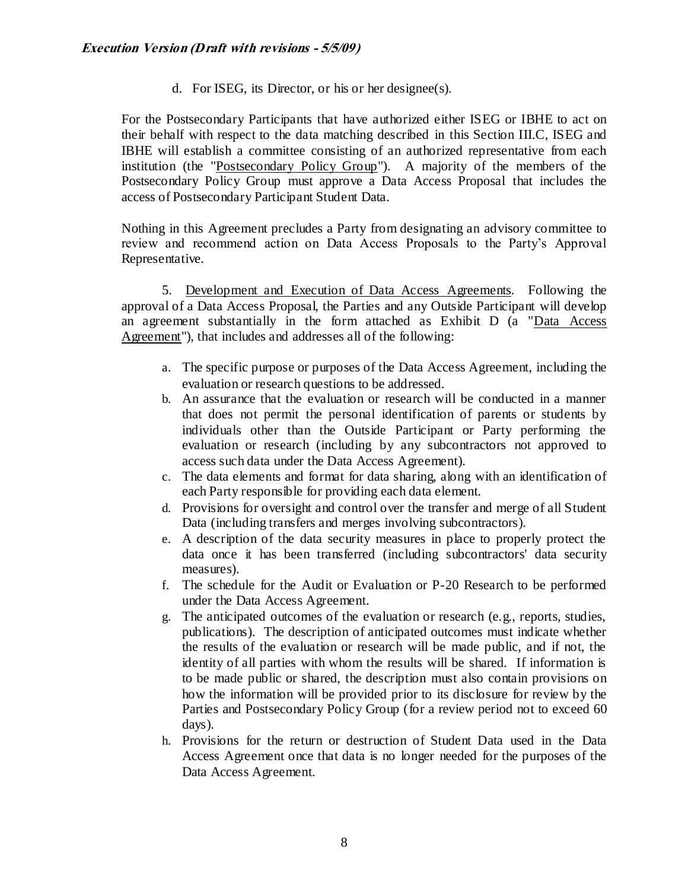d. For ISEG, its Director, or his or her designee(s).

For the Postsecondary Participants that have authorized either ISEG or IBHE to act on their behalf with respect to the data matching described in this Section III.C, ISEG and IBHE will establish a committee consisting of an authorized representative from each institution (the "Postsecondary Policy Group"). A majority of the members of the Postsecondary Policy Group must approve a Data Access Proposal that includes the access of Postsecondary Participant Student Data.

Nothing in this Agreement precludes a Party from designating an advisory committee to review and recommend action on Data Access Proposals to the Party's Approval Representative.

5. Development and Execution of Data Access Agreements. Following the approval of a Data Access Proposal, the Parties and any Outside Participant will develop an agreement substantially in the form attached as Exhibit D (a "Data Access Agreement"), that includes and addresses all of the following:

a. The specific purpose or purposes of the Data Access Agreement, including the evaluation or research questions to be addressed.
b. An assurance that the evaluation or research will be conducted in a manner that does not permit the personal identification of parents or students by individuals other than the Outside Participant or Party performing the evaluation or research (including by any subcontractors not approved to access such data under the Data Access Agreement).
c. The data elements and format for data sharing, along with an identification of each Party responsible for providing each data element.
d. Provisions for oversight and control over the transfer and merge of all Student Data (including transfers and merges involving subcontractors).
e. A description of the data security measures in place to properly protect the data once it has been transferred (including subcontractors' data security measures).
f. The schedule for the Audit or Evaluation or P-20 Research to be performed under the Data Access Agreement.
g. The anticipated outcomes of the evaluation or research (e.g., reports, studies, publications). The description of anticipated outcomes must indicate whether the results of the evaluation or research will be made public, and if not, the identity of all parties with whom the results will be shared. If information is to be made public or shared, the description must also contain provisions on how the information will be provided prior to its disclosure for review by the Parties and Postsecondary Policy Group (for a review period not to exceed 60 days).
h. Provisions for the return or destruction of Student Data used in the Data Access Agreement once that data is no longer needed for the purposes of the Data Access Agreement.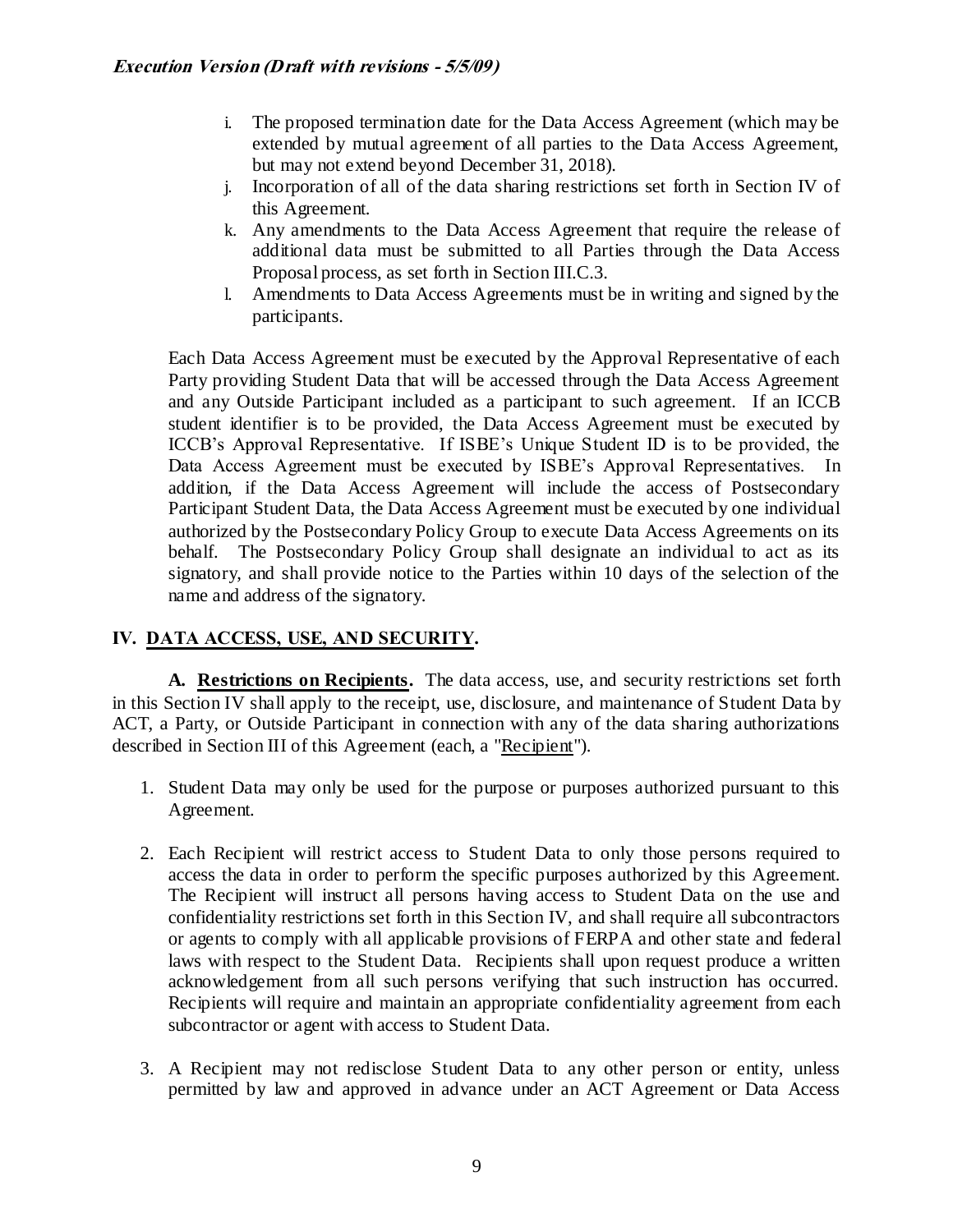i. The proposed termination date for the Data Access Agreement (which may be extended by mutual agreement of all parties to the Data Access Agreement, but may not extend beyond December 31, 2018).

j. Incorporation of all of the data sharing restrictions set forth in Section IV of this Agreement.

k. Any amendments to the Data Access Agreement that require the release of additional data must be submitted to all Parties through the Data Access Proposal process, as set forth in Section III.C.3.

l. Amendments to Data Access Agreements must be in writing and signed by the participants.

Each Data Access Agreement must be executed by the Approval Representative of each Party providing Student Data that will be accessed through the Data Access Agreement and any Outside Participant included as a participant to such agreement. If an ICCB student identifier is to be provided, the Data Access Agreement must be executed by ICCB's Approval Representative. If ISBE's Unique Student ID is to be provided, the Data Access Agreement must be executed by ISBE's Approval Representatives. In addition, if the Data Access Agreement will include the access of Postsecondary Participant Student Data, the Data Access Agreement must be executed by one individual authorized by the Postsecondary Policy Group to execute Data Access Agreements on its behalf. The Postsecondary Policy Group shall designate an individual to act as its signatory, and shall provide notice to the Parties within 10 days of the selection of the name and address of the signatory.

## IV. DATA ACCESS, USE, AND SECURITY.

**A. Restrictions on Recipients.** The data access, use, and security restrictions set forth in this Section IV shall apply to the receipt, use, disclosure, and maintenance of Student Data by ACT, a Party, or Outside Participant in connection with any of the data sharing authorizations described in Section III of this Agreement (each, a "Recipient").

1. Student Data may only be used for the purpose or purposes authorized pursuant to this Agreement.

2. Each Recipient will restrict access to Student Data to only those persons required to access the data in order to perform the specific purposes authorized by this Agreement. The Recipient will instruct all persons having access to Student Data on the use and confidentiality restrictions set forth in this Section IV, and shall require all subcontractors or agents to comply with all applicable provisions of FERPA and other state and federal laws with respect to the Student Data. Recipients shall upon request produce a written acknowledgement from all such persons verifying that such instruction has occurred. Recipients will require and maintain an appropriate confidentiality agreement from each subcontractor or agent with access to Student Data.

3. A Recipient may not redisclose Student Data to any other person or entity, unless permitted by law and approved in advance under an ACT Agreement or Data Access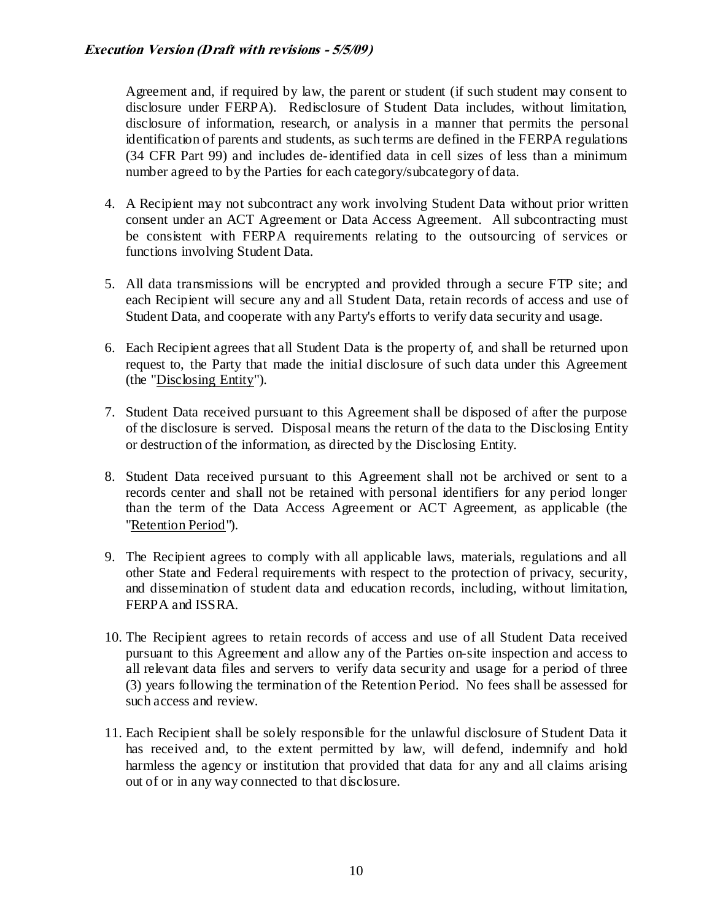Agreement and, if required by law, the parent or student (if such student may consent to disclosure under FERPA). Redisclosure of Student Data includes, without limitation, disclosure of information, research, or analysis in a manner that permits the personal identification of parents and students, as such terms are defined in the FERPA regulations (34 CFR Part 99) and includes de-identified data in cell sizes of less than a minimum number agreed to by the Parties for each category/subcategory of data.

4. A Recipient may not subcontract any work involving Student Data without prior written consent under an ACT Agreement or Data Access Agreement. All subcontracting must be consistent with FERPA requirements relating to the outsourcing of services or functions involving Student Data.

5. All data transmissions will be encrypted and provided through a secure FTP site; and each Recipient will secure any and all Student Data, retain records of access and use of Student Data, and cooperate with any Party's efforts to verify data security and usage.

6. Each Recipient agrees that all Student Data is the property of, and shall be returned upon request to, the Party that made the initial disclosure of such data under this Agreement (the "Disclosing Entity").

7. Student Data received pursuant to this Agreement shall be disposed of after the purpose of the disclosure is served. Disposal means the return of the data to the Disclosing Entity or destruction of the information, as directed by the Disclosing Entity.

8. Student Data received pursuant to this Agreement shall not be archived or sent to a records center and shall not be retained with personal identifiers for any period longer than the term of the Data Access Agreement or ACT Agreement, as applicable (the "Retention Period").

9. The Recipient agrees to comply with all applicable laws, materials, regulations and all other State and Federal requirements with respect to the protection of privacy, security, and dissemination of student data and education records, including, without limitation, FERPA and ISSRA.

10. The Recipient agrees to retain records of access and use of all Student Data received pursuant to this Agreement and allow any of the Parties on-site inspection and access to all relevant data files and servers to verify data security and usage for a period of three (3) years following the termination of the Retention Period. No fees shall be assessed for such access and review.

11. Each Recipient shall be solely responsible for the unlawful disclosure of Student Data it has received and, to the extent permitted by law, will defend, indemnify and hold harmless the agency or institution that provided that data for any and all claims arising out of or in any way connected to that disclosure.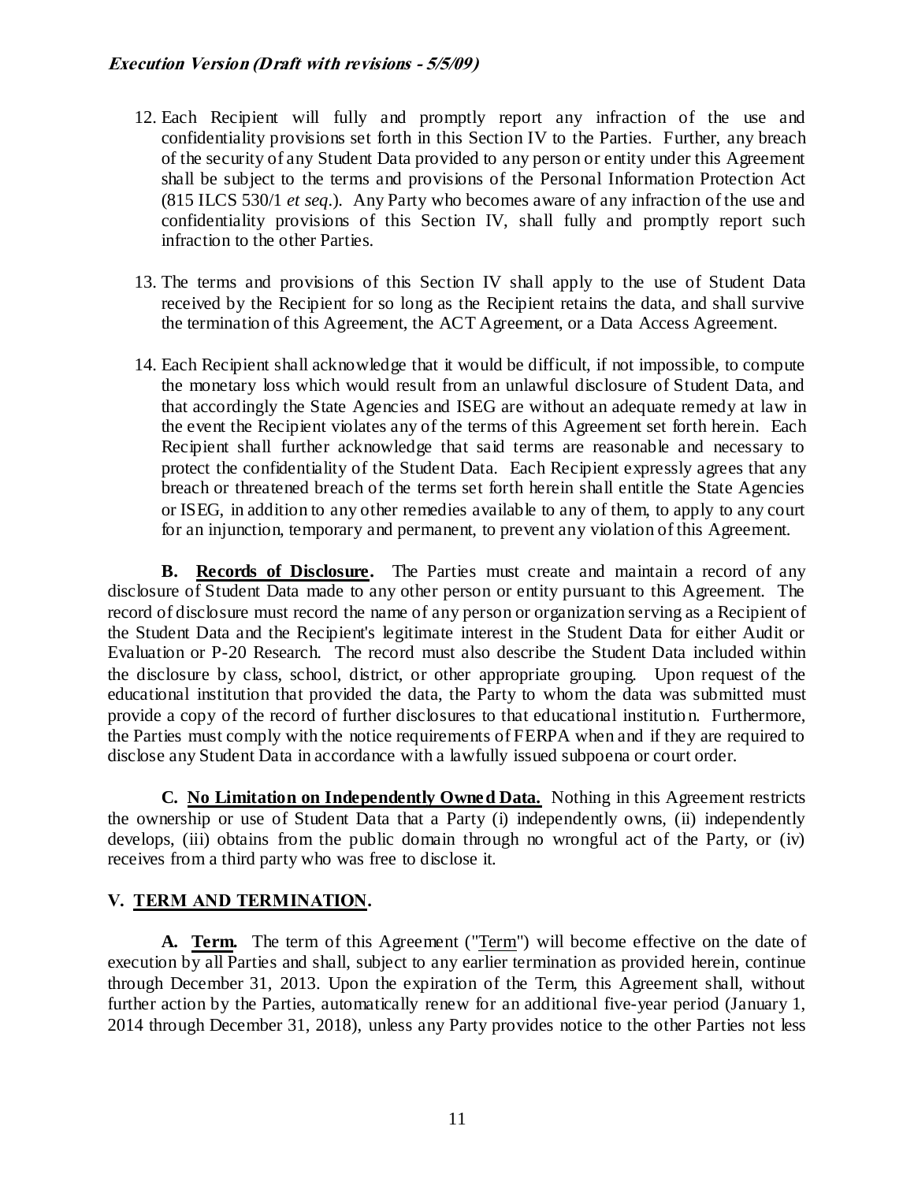12. Each Recipient will fully and promptly report any infraction of the use and confidentiality provisions set forth in this Section IV to the Parties. Further, any breach of the security of any Student Data provided to any person or entity under this Agreement shall be subject to the terms and provisions of the Personal Information Protection Act (815 ILCS 530/1 *et seq*.). Any Party who becomes aware of any infraction of the use and confidentiality provisions of this Section IV, shall fully and promptly report such infraction to the other Parties.

13. The terms and provisions of this Section IV shall apply to the use of Student Data received by the Recipient for so long as the Recipient retains the data, and shall survive the termination of this Agreement, the ACT Agreement, or a Data Access Agreement.

14. Each Recipient shall acknowledge that it would be difficult, if not impossible, to compute the monetary loss which would result from an unlawful disclosure of Student Data, and that accordingly the State Agencies and ISEG are without an adequate remedy at law in the event the Recipient violates any of the terms of this Agreement set forth herein. Each Recipient shall further acknowledge that said terms are reasonable and necessary to protect the confidentiality of the Student Data. Each Recipient expressly agrees that any breach or threatened breach of the terms set forth herein shall entitle the State Agencies or ISEG, in addition to any other remedies available to any of them, to apply to any court for an injunction, temporary and permanent, to prevent any violation of this Agreement.

**B. Records of Disclosure.** The Parties must create and maintain a record of any disclosure of Student Data made to any other person or entity pursuant to this Agreement. The record of disclosure must record the name of any person or organization serving as a Recipient of the Student Data and the Recipient's legitimate interest in the Student Data for either Audit or Evaluation or P-20 Research. The record must also describe the Student Data included within the disclosure by class, school, district, or other appropriate grouping. Upon request of the educational institution that provided the data, the Party to whom the data was submitted must provide a copy of the record of further disclosures to that educational institution. Furthermore, the Parties must comply with the notice requirements of FERPA when and if they are required to disclose any Student Data in accordance with a lawfully issued subpoena or court order.

**C. No Limitation on Independently Owned Data.** Nothing in this Agreement restricts the ownership or use of Student Data that a Party (i) independently owns, (ii) independently develops, (iii) obtains from the public domain through no wrongful act of the Party, or (iv) receives from a third party who was free to disclose it.

## V. TERM AND TERMINATION.

**A. Term.** The term of this Agreement ("Term") will become effective on the date of execution by all Parties and shall, subject to any earlier termination as provided herein, continue through December 31, 2013. Upon the expiration of the Term, this Agreement shall, without further action by the Parties, automatically renew for an additional five-year period (January 1, 2014 through December 31, 2018), unless any Party provides notice to the other Parties not less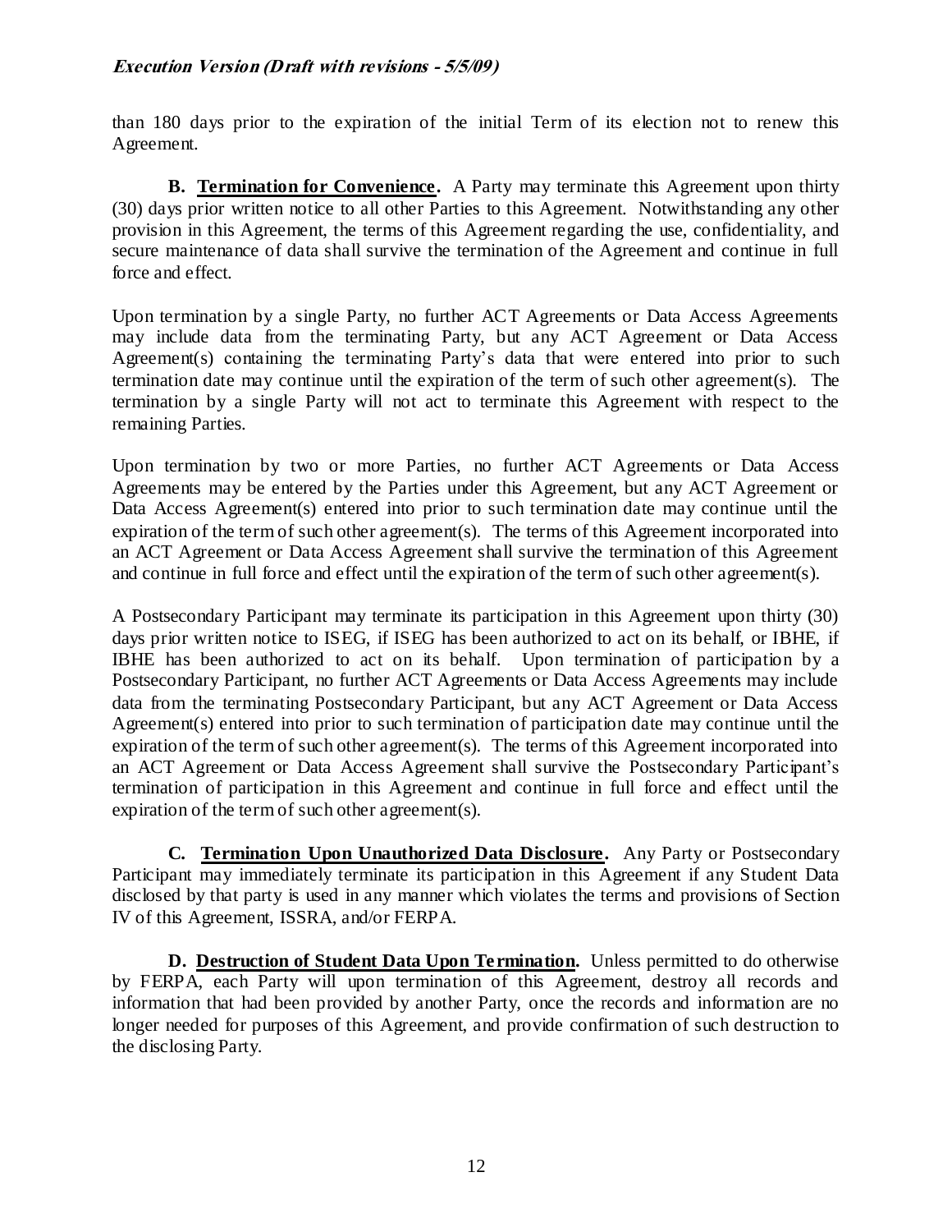than 180 days prior to the expiration of the initial Term of its election not to renew this Agreement.

**B. Termination for Convenience.** A Party may terminate this Agreement upon thirty (30) days prior written notice to all other Parties to this Agreement. Notwithstanding any other provision in this Agreement, the terms of this Agreement regarding the use, confidentiality, and secure maintenance of data shall survive the termination of the Agreement and continue in full force and effect.

Upon termination by a single Party, no further ACT Agreements or Data Access Agreements may include data from the terminating Party, but any ACT Agreement or Data Access Agreement(s) containing the terminating Party's data that were entered into prior to such termination date may continue until the expiration of the term of such other agreement(s). The termination by a single Party will not act to terminate this Agreement with respect to the remaining Parties.

Upon termination by two or more Parties, no further ACT Agreements or Data Access Agreements may be entered by the Parties under this Agreement, but any ACT Agreement or Data Access Agreement(s) entered into prior to such termination date may continue until the expiration of the term of such other agreement(s). The terms of this Agreement incorporated into an ACT Agreement or Data Access Agreement shall survive the termination of this Agreement and continue in full force and effect until the expiration of the term of such other agreement(s).

A Postsecondary Participant may terminate its participation in this Agreement upon thirty (30) days prior written notice to ISEG, if ISEG has been authorized to act on its behalf, or IBHE, if IBHE has been authorized to act on its behalf. Upon termination of participation by a Postsecondary Participant, no further ACT Agreements or Data Access Agreements may include data from the terminating Postsecondary Participant, but any ACT Agreement or Data Access Agreement(s) entered into prior to such termination of participation date may continue until the expiration of the term of such other agreement(s). The terms of this Agreement incorporated into an ACT Agreement or Data Access Agreement shall survive the Postsecondary Participant's termination of participation in this Agreement and continue in full force and effect until the expiration of the term of such other agreement(s).

**C. Termination Upon Unauthorized Data Disclosure.** Any Party or Postsecondary Participant may immediately terminate its participation in this Agreement if any Student Data disclosed by that party is used in any manner which violates the terms and provisions of Section IV of this Agreement, ISSRA, and/or FERPA.

**D. Destruction of Student Data Upon Termination.** Unless permitted to do otherwise by FERPA, each Party will upon termination of this Agreement, destroy all records and information that had been provided by another Party, once the records and information are no longer needed for purposes of this Agreement, and provide confirmation of such destruction to the disclosing Party.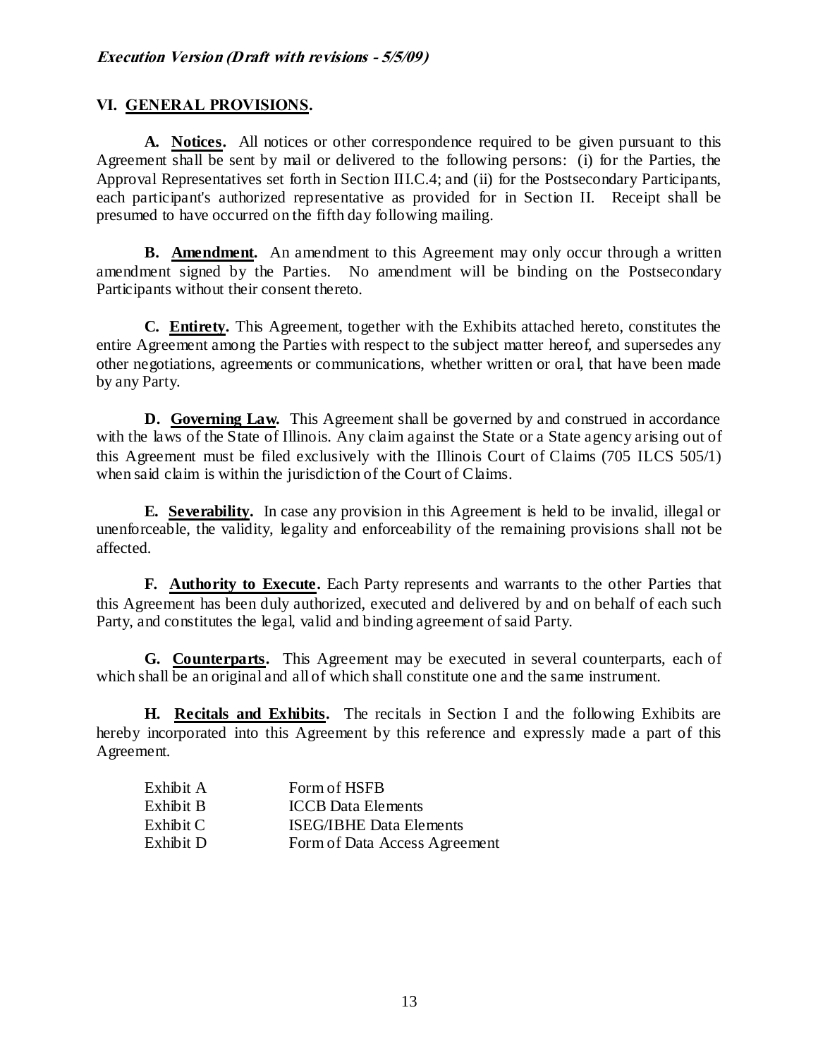## VI. GENERAL PROVISIONS.

**A. Notices.** All notices or other correspondence required to be given pursuant to this Agreement shall be sent by mail or delivered to the following persons: (i) for the Parties, the Approval Representatives set forth in Section III.C.4; and (ii) for the Postsecondary Participants, each participant's authorized representative as provided for in Section II. Receipt shall be presumed to have occurred on the fifth day following mailing.

**B. Amendment.** An amendment to this Agreement may only occur through a written amendment signed by the Parties. No amendment will be binding on the Postsecondary Participants without their consent thereto.

**C. Entirety.** This Agreement, together with the Exhibits attached hereto, constitutes the entire Agreement among the Parties with respect to the subject matter hereof, and supersedes any other negotiations, agreements or communications, whether written or oral, that have been made by any Party.

**D. Governing Law.** This Agreement shall be governed by and construed in accordance with the laws of the State of Illinois. Any claim against the State or a State agency arising out of this Agreement must be filed exclusively with the Illinois Court of Claims (705 ILCS 505/1) when said claim is within the jurisdiction of the Court of Claims.

**E. Severability.** In case any provision in this Agreement is held to be invalid, illegal or unenforceable, the validity, legality and enforceability of the remaining provisions shall not be affected.

**F. Authority to Execute.** Each Party represents and warrants to the other Parties that this Agreement has been duly authorized, executed and delivered by and on behalf of each such Party, and constitutes the legal, valid and binding agreement of said Party.

**G. Counterparts.** This Agreement may be executed in several counterparts, each of which shall be an original and all of which shall constitute one and the same instrument.

**H. Recitals and Exhibits.** The recitals in Section I and the following Exhibits are hereby incorporated into this Agreement by this reference and expressly made a part of this Agreement.

| | |
|---|---|
| Exhibit A | Form of HSFB |
| Exhibit B | ICCB Data Elements |
| Exhibit C | ISEG/IBHE Data Elements |
| Exhibit D | Form of Data Access Agreement |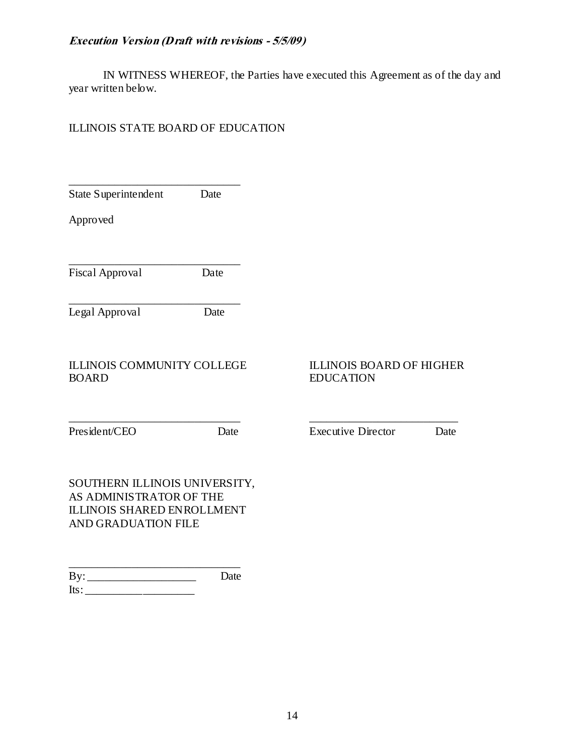*Execution Version (Draft with revisions - 5/5/09)*

IN WITNESS WHEREOF, the Parties have executed this Agreement as of the day and year written below.

ILLINOIS STATE BOARD OF EDUCATION

\_\_\_\_\_\_\_\_\_\_\_\_\_\_\_\_\_\_\_\_\_\_\_\_\_\_\_\_\_\_
State Superintendent Date

Approved

\_\_\_\_\_\_\_\_\_\_\_\_\_\_\_\_\_\_\_\_\_\_\_\_\_\_\_\_\_\_
Fiscal Approval Date

\_\_\_\_\_\_\_\_\_\_\_\_\_\_\_\_\_\_\_\_\_\_\_\_\_\_\_\_\_\_
Legal Approval Date

ILLINOIS COMMUNITY COLLEGE BOARD

\_\_\_\_\_\_\_\_\_\_\_\_\_\_\_\_\_\_\_\_\_\_\_\_\_\_\_\_\_\_
President/CEO Date

ILLINOIS BOARD OF HIGHER EDUCATION

\_\_\_\_\_\_\_\_\_\_\_\_\_\_\_\_\_\_\_\_\_\_\_\_\_\_\_\_\_\_
Executive Director Date

SOUTHERN ILLINOIS UNIVERSITY, AS ADMINISTRATOR OF THE ILLINOIS SHARED ENROLLMENT AND GRADUATION FILE

\_\_\_\_\_\_\_\_\_\_\_\_\_\_\_\_\_\_\_\_\_\_\_\_\_\_\_\_\_\_
By: \_\_\_\_\_\_\_\_\_\_\_\_\_\_\_\_\_\_\_\_ Date
Its: \_\_\_\_\_\_\_\_\_\_\_\_\_\_\_\_\_\_\_\_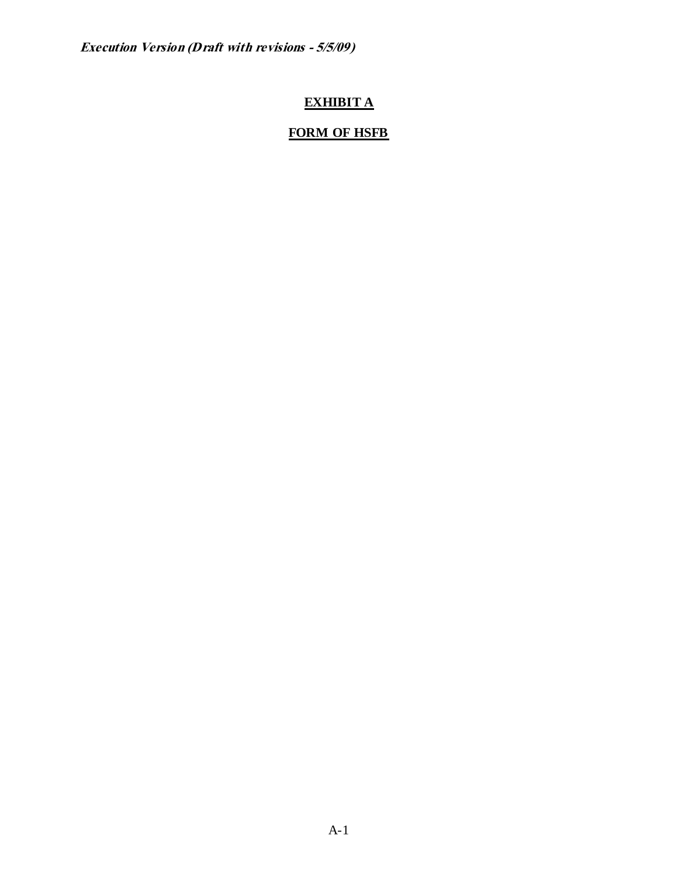# EXHIBIT A

## FORM OF HSFB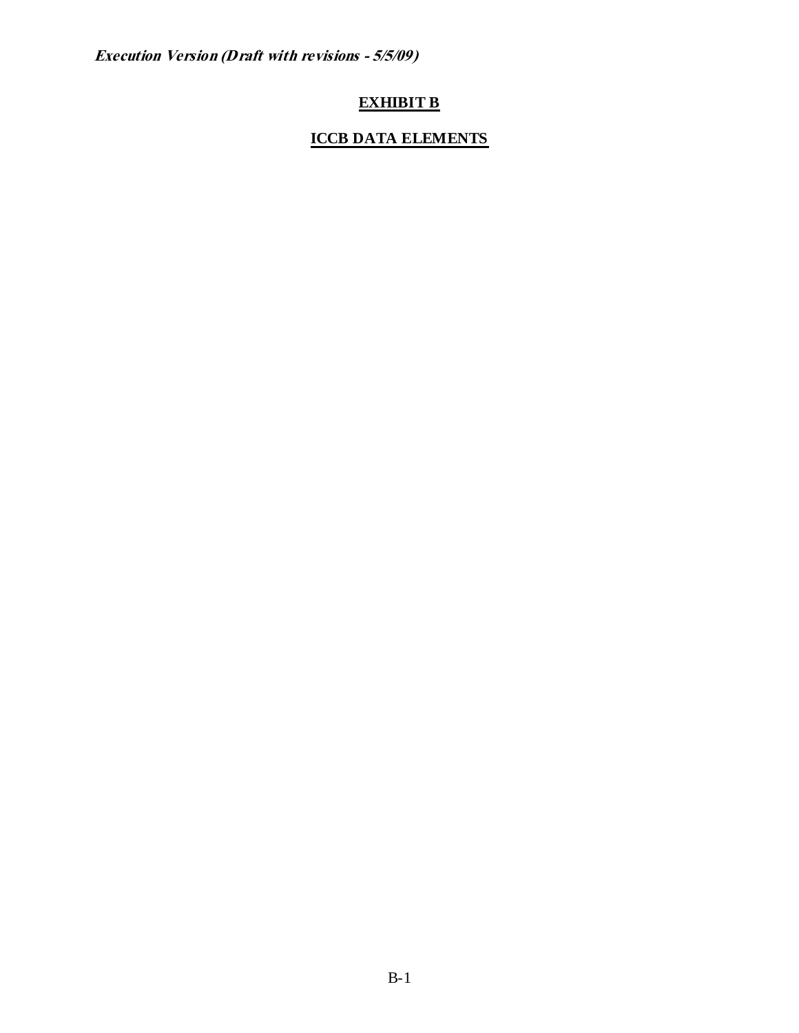# EXHIBIT B

## ICCB DATA ELEMENTS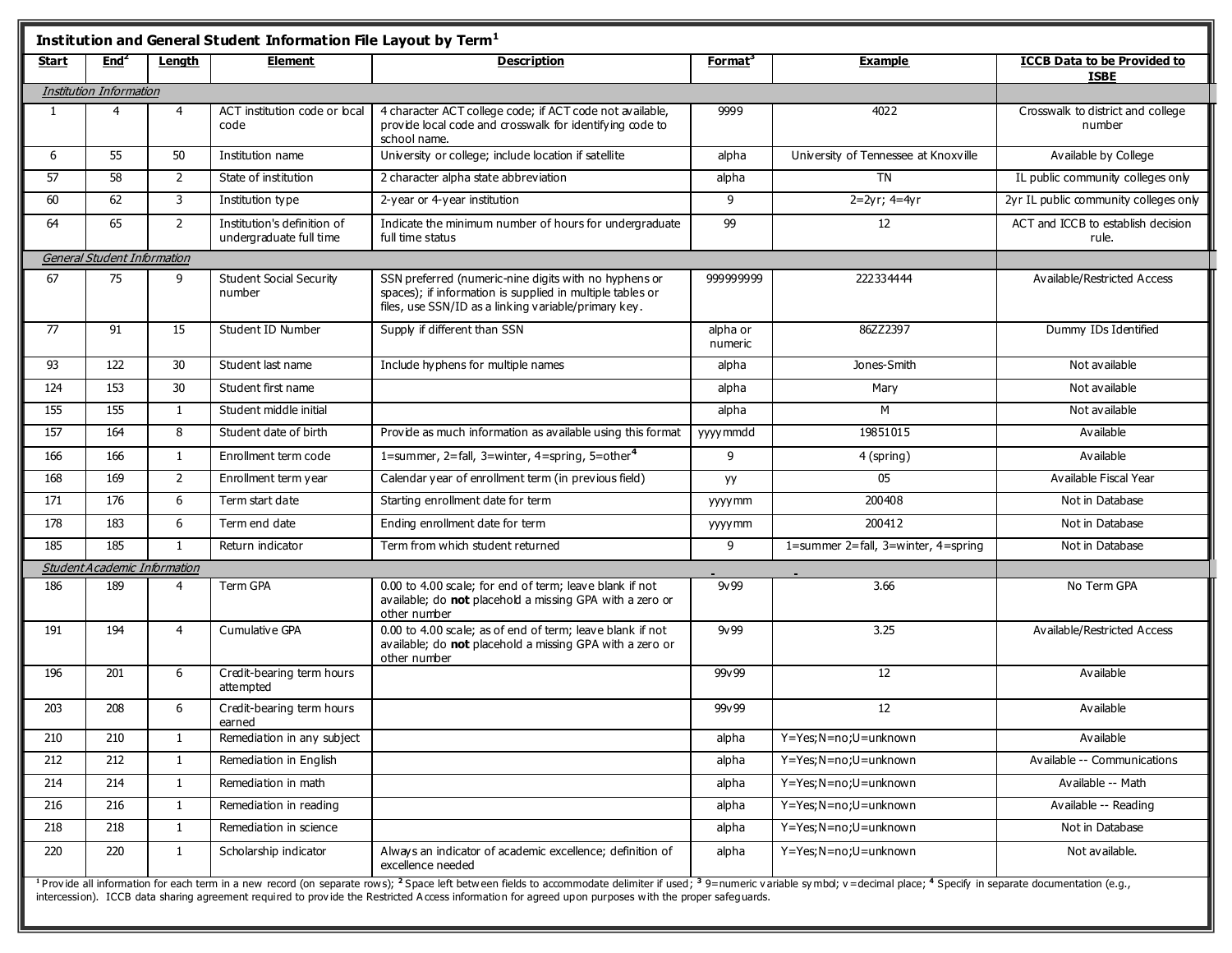## Institution and General Student Information File Layout by Term[1]

| Start | End[2] | Length | Element | Description | Format[3] | Example | ICCB Data to be Provided to ISBE |
|---|---|---|---|---|---|---|---|
| *Institution Information* | | | | | | | |
| 1 | 4 | 4 | ACT institution code or local code | 4 character ACT college code; if ACT code not available, provide local code and crosswalk for identifying code to school name. | 9999 | 4022 | Crosswalk to district and college number |
| 6 | 55 | 50 | Institution name | University or college; include location if satellite | alpha | University of Tennessee at Knoxville | Available by College |
| 57 | 58 | 2 | State of institution | 2 character alpha state abbreviation | alpha | TN | IL public community colleges only |
| 60 | 62 | 3 | Institution type | 2-year or 4-year institution | 9 | 2=2yr; 4=4yr | 2yr IL public community colleges only |
| 64 | 65 | 2 | Institution's definition of undergraduate full time | Indicate the minimum number of hours for undergraduate full time status | 99 | 12 | ACT and ICCB to establish decision rule. |
| *General Student Information* | | | | | | | |
| 67 | 75 | 9 | Student Social Security number | SSN preferred (numeric-nine digits with no hyphens or spaces); if information is supplied in multiple tables or files, use SSN/ID as a linking variable/primary key. | 999999999 | 222334444 | Available/Restricted Access |
| 77 | 91 | 15 | Student ID Number | Supply if different than SSN | alpha or numeric | 86ZZ2397 | Dummy IDs Identified |
| 93 | 122 | 30 | Student last name | Include hyphens for multiple names | alpha | Jones-Smith | Not available |
| 124 | 153 | 30 | Student first name | | alpha | Mary | Not available |
| 155 | 155 | 1 | Student middle initial | | alpha | M | Not available |
| 157 | 164 | 8 | Student date of birth | Provide as much information as available using this format | yyyymmdd | 19851015 | Available |
| 166 | 166 | 1 | Enrollment term code | 1=summer, 2=fall, 3=winter, 4=spring, 5=other[4] | 9 | 4 (spring) | Available |
| 168 | 169 | 2 | Enrollment term year | Calendar year of enrollment term (in previous field) | yy | 05 | Available Fiscal Year |
| 171 | 176 | 6 | Term start date | Starting enrollment date for term | yyyymm | 200408 | Not in Database |
| 178 | 183 | 6 | Term end date | Ending enrollment date for term | yyyymm | 200412 | Not in Database |
| 185 | 185 | 1 | Return indicator | Term from which student returned | 9 | 1=summer 2=fall, 3=winter, 4=spring | Not in Database |
| *Student Academic Information* | | | | | | | |
| 186 | 189 | 4 | Term GPA | 0.00 to 4.00 scale; for end of term; leave blank if not available; do **not** placehold a missing GPA with a zero or other number | 9v99 | 3.66 | No Term GPA |
| 191 | 194 | 4 | Cumulative GPA | 0.00 to 4.00 scale; as of end of term; leave blank if not available; do **not** placehold a missing GPA with a zero or other number | 9v99 | 3.25 | Available/Restricted Access |
| 196 | 201 | 6 | Credit-bearing term hours attempted | | 99v99 | 12 | Available |
| 203 | 208 | 6 | Credit-bearing term hours earned | | 99v99 | 12 | Available |
| 210 | 210 | 1 | Remediation in any subject | | alpha | Y=Yes;N=no;U=unknown | Available |
| 212 | 212 | 1 | Remediation in English | | alpha | Y=Yes;N=no;U=unknown | Available -- Communications |
| 214 | 214 | 1 | Remediation in math | | alpha | Y=Yes;N=no;U=unknown | Available -- Math |
| 216 | 216 | 1 | Remediation in reading | | alpha | Y=Yes;N=no;U=unknown | Available -- Reading |
| 218 | 218 | 1 | Remediation in science | | alpha | Y=Yes;N=no;U=unknown | Not in Database |
| 220 | 220 | 1 | Scholarship indicator | Always an indicator of academic excellence; definition of excellence needed | alpha | Y=Yes;N=no;U=unknown | Not available. |

[1] Provide all information for each term in a new record (on separate rows); [2] Space left between fields to accommodate delimiter if used; [3] 9=numeric variable symbol; v=decimal place; [4] Specify in separate documentation (e.g., intercession). ICCB data sharing agreement required to provide the Restricted Access information for agreed upon purposes with the proper safeguards.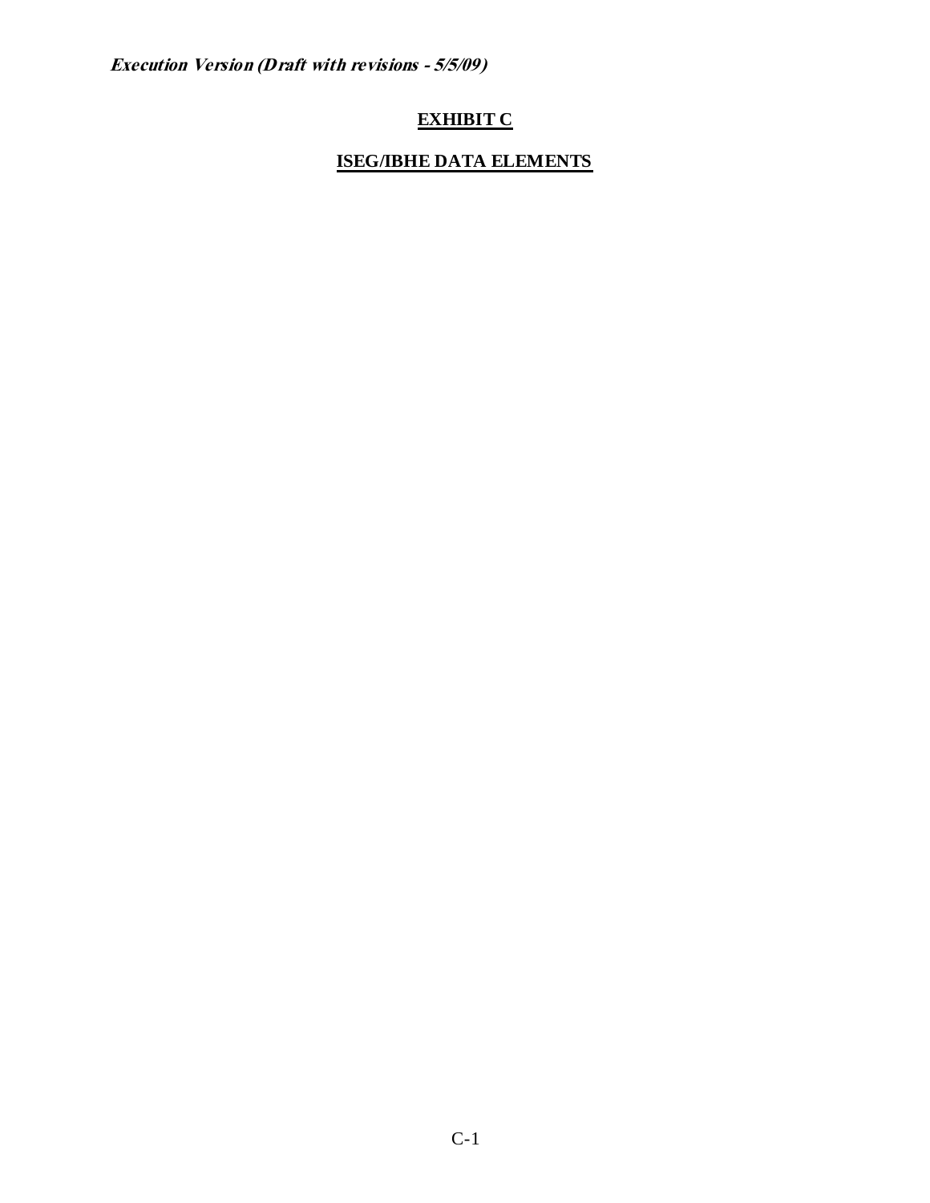## EXHIBIT C

## ISEG/IBHE DATA ELEMENTS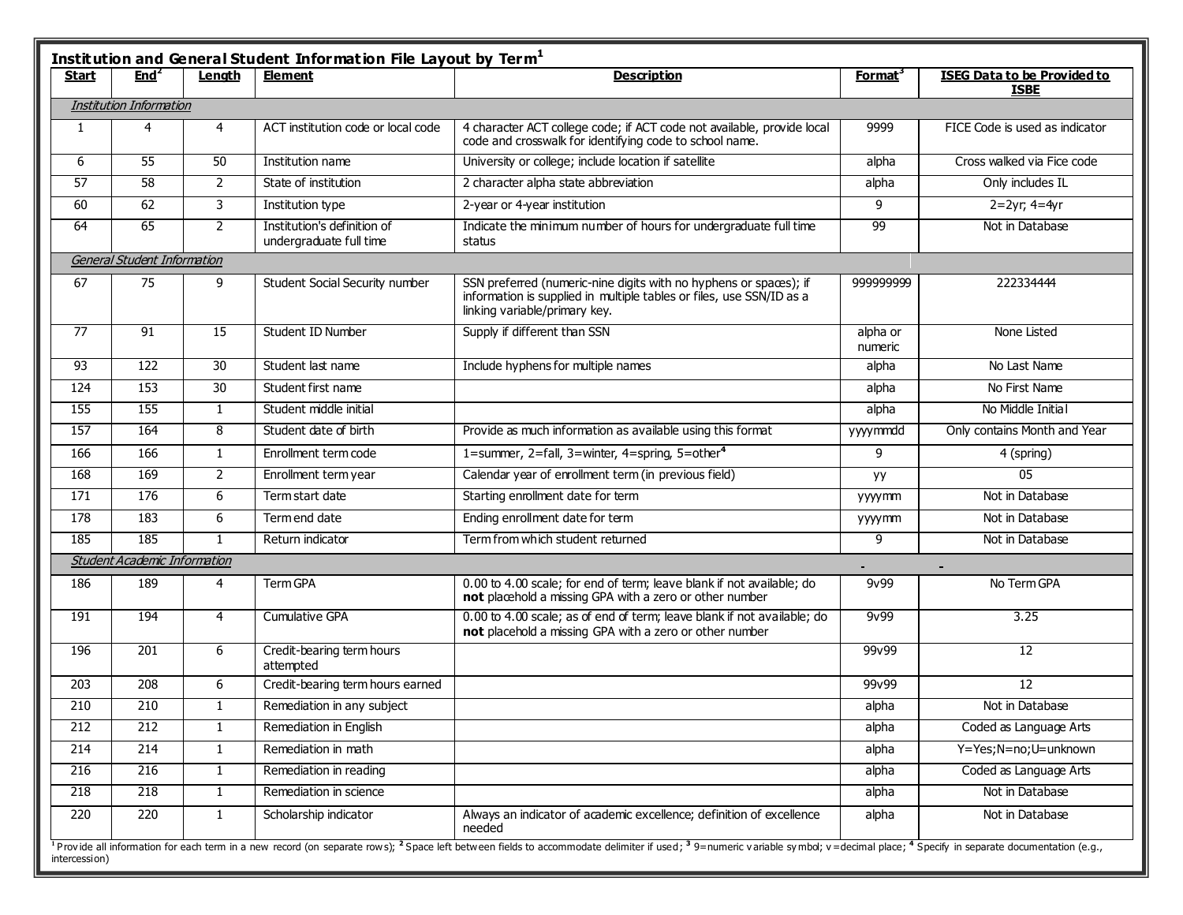## Institution and General Student Information File Layout by Term[1]

| Start | End[2] | Length | Element | Description | Format[3] | ISEG Data to be Provided to ISBE |
|---|---|---|---|---|---|---|
| *Institution Information* | | | | | | |
| 1 | 4 | 4 | ACT institution code or local code | 4 character ACT college code; if ACT code not available, provide local code and crosswalk for identifying code to school name. | 9999 | FICE Code is used as indicator |
| 6 | 55 | 50 | Institution name | University or college; include location if satellite | alpha | Cross walked via Fice code |
| 57 | 58 | 2 | State of institution | 2 character alpha state abbreviation | alpha | Only includes IL |
| 60 | 62 | 3 | Institution type | 2-year or 4-year institution | 9 | 2=2yr; 4=4yr |
| 64 | 65 | 2 | Institution's definition of undergraduate full time | Indicate the minimum number of hours for undergraduate full time status | 99 | Not in Database |
| *General Student Information* | | | | | | |
| 67 | 75 | 9 | Student Social Security number | SSN preferred (numeric-nine digits with no hyphens or spaces); if information is supplied in multiple tables or files, use SSN/ID as a linking variable/primary key. | 999999999 | 222334444 |
| 77 | 91 | 15 | Student ID Number | Supply if different than SSN | alpha or numeric | None Listed |
| 93 | 122 | 30 | Student last name | Include hyphens for multiple names | alpha | No Last Name |
| 124 | 153 | 30 | Student first name | | alpha | No First Name |
| 155 | 155 | 1 | Student middle initial | | alpha | No Middle Initial |
| 157 | 164 | 8 | Student date of birth | Provide as much information as available using this format | yyyymmdd | Only contains Month and Year |
| 166 | 166 | 1 | Enrollment term code | 1=summer, 2=fall, 3=winter, 4=spring, 5=other[4] | 9 | 4 (spring) |
| 168 | 169 | 2 | Enrollment term year | Calendar year of enrollment term (in previous field) | yy | 05 |
| 171 | 176 | 6 | Term start date | Starting enrollment date for term | yyyymm | Not in Database |
| 178 | 183 | 6 | Term end date | Ending enrollment date for term | yyyymm | Not in Database |
| 185 | 185 | 1 | Return indicator | Term from which student returned | 9 | Not in Database |
| *Student Academic Information* | | | | | | |
| 186 | 189 | 4 | Term GPA | 0.00 to 4.00 scale; for end of term; leave blank if not available; do **not** placehold a missing GPA with a zero or other number | 9v99 | No Term GPA |
| 191 | 194 | 4 | Cumulative GPA | 0.00 to 4.00 scale; as of end of term; leave blank if not available; do **not** placehold a missing GPA with a zero or other number | 9v99 | 3.25 |
| 196 | 201 | 6 | Credit-bearing term hours attempted | | 99v99 | 12 |
| 203 | 208 | 6 | Credit-bearing term hours earned | | 99v99 | 12 |
| 210 | 210 | 1 | Remediation in any subject | | alpha | Not in Database |
| 212 | 212 | 1 | Remediation in English | | alpha | Coded as Language Arts |
| 214 | 214 | 1 | Remediation in math | | alpha | Y=Yes;N=no;U=unknown |
| 216 | 216 | 1 | Remediation in reading | | alpha | Coded as Language Arts |
| 218 | 218 | 1 | Remediation in science | | alpha | Not in Database |
| 220 | 220 | 1 | Scholarship indicator | Always an indicator of academic excellence; definition of excellence needed | alpha | Not in Database |

[1] Provide all information for each term in a new record (on separate rows); [2] Space left between fields to accommodate delimiter if used; [3] 9=numeric variable symbol; v=decimal place; [4] Specify in separate documentation (e.g., intercession)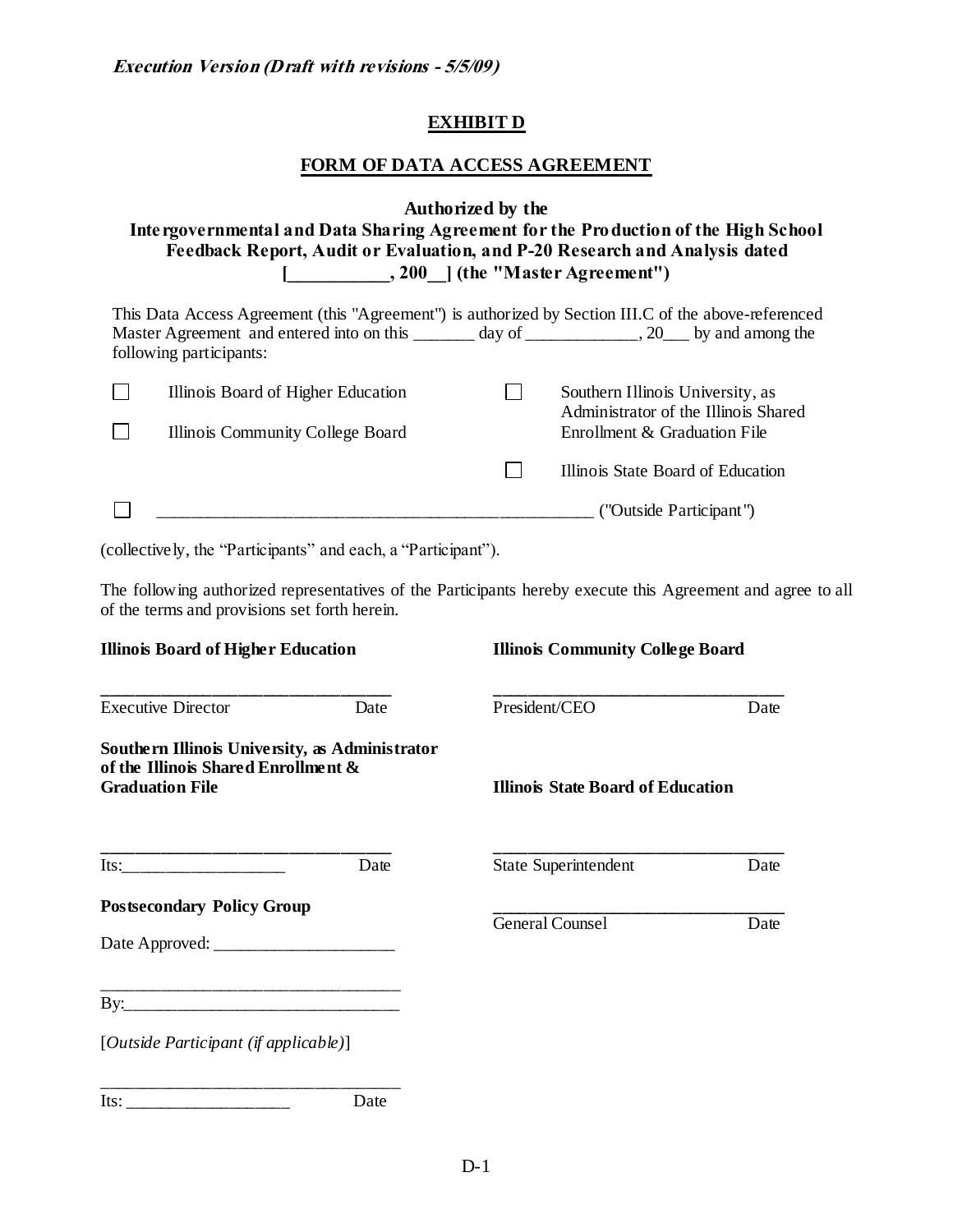*Execution Version (Draft with revisions - 5/5/09)*

## EXHIBIT D

## FORM OF DATA ACCESS AGREEMENT

**Authorized by the**
**Intergovernmental and Data Sharing Agreement for the Production of the High School Feedback Report, Audit or Evaluation, and P-20 Research and Analysis dated [___________, 200__] (the "Master Agreement")**

This Data Access Agreement (this "Agreement") is authorized by Section III.C of the above-referenced Master Agreement and entered into on this _______ day of _____________, 20___ by and among the following participants:

- ☐ Illinois Board of Higher Education
- ☐ Illinois Community College Board
- ☐ Southern Illinois University, as Administrator of the Illinois Shared Enrollment & Graduation File
- ☐ Illinois State Board of Education
- ☐ ___________________________________________________ ("Outside Participant")

(collectively, the "Participants" and each, a "Participant").

The following authorized representatives of the Participants hereby execute this Agreement and agree to all of the terms and provisions set forth herein.

**Illinois Board of Higher Education**

_________________________________
Executive Director Date

**Illinois Community College Board**

_________________________________
President/CEO Date

**Southern Illinois University, as Administrator of the Illinois Shared Enrollment & Graduation File**

_________________________________
Its:___________________ Date

**Illinois State Board of Education**

_________________________________
State Superintendent Date

_________________________________
General Counsel Date

**Postsecondary Policy Group**

Date Approved: _____________________

___________________________________
By:________________________________

[*Outside Participant (if applicable)*]

___________________________________
Its: ___________________ Date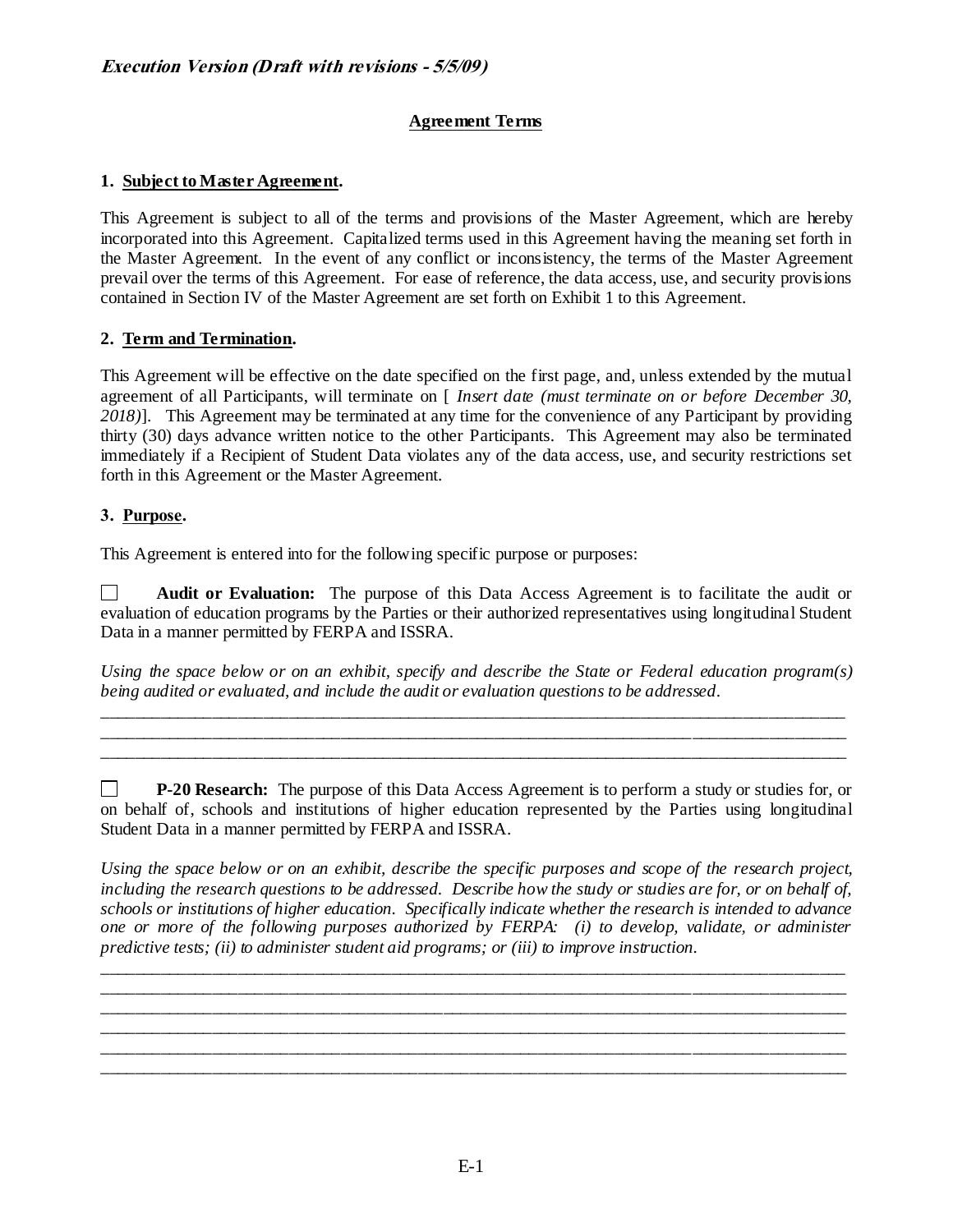*Execution Version (Draft with revisions - 5/5/09)*

## Agreement Terms

### 1. Subject to Master Agreement.

This Agreement is subject to all of the terms and provisions of the Master Agreement, which are hereby incorporated into this Agreement. Capitalized terms used in this Agreement having the meaning set forth in the Master Agreement. In the event of any conflict or inconsistency, the terms of the Master Agreement prevail over the terms of this Agreement. For ease of reference, the data access, use, and security provisions contained in Section IV of the Master Agreement are set forth on Exhibit 1 to this Agreement.

### 2. Term and Termination.

This Agreement will be effective on the date specified on the first page, and, unless extended by the mutual agreement of all Participants, will terminate on [ *Insert date (must terminate on or before December 30, 2018)*]. This Agreement may be terminated at any time for the convenience of any Participant by providing thirty (30) days advance written notice to the other Participants. This Agreement may also be terminated immediately if a Recipient of Student Data violates any of the data access, use, and security restrictions set forth in this Agreement or the Master Agreement.

### 3. Purpose.

This Agreement is entered into for the following specific purpose or purposes:

☐ **Audit or Evaluation:** The purpose of this Data Access Agreement is to facilitate the audit or evaluation of education programs by the Parties or their authorized representatives using longitudinal Student Data in a manner permitted by FERPA and ISSRA.

*Using the space below or on an exhibit, specify and describe the State or Federal education program(s) being audited or evaluated, and include the audit or evaluation questions to be addressed.*

\_\_\_\_\_\_\_\_\_\_\_\_\_\_\_\_\_\_\_\_\_\_\_\_\_\_\_\_\_\_\_\_\_\_\_\_\_\_\_\_\_\_\_\_\_\_\_\_\_\_\_\_\_\_\_\_\_\_\_\_\_\_\_\_\_\_\_\_\_\_\_\_\_\_\_\_\_\_
\_\_\_\_\_\_\_\_\_\_\_\_\_\_\_\_\_\_\_\_\_\_\_\_\_\_\_\_\_\_\_\_\_\_\_\_\_\_\_\_\_\_\_\_\_\_\_\_\_\_\_\_\_\_\_\_\_\_\_\_\_\_\_\_\_\_\_\_\_\_\_\_\_\_\_\_\_\_
\_\_\_\_\_\_\_\_\_\_\_\_\_\_\_\_\_\_\_\_\_\_\_\_\_\_\_\_\_\_\_\_\_\_\_\_\_\_\_\_\_\_\_\_\_\_\_\_\_\_\_\_\_\_\_\_\_\_\_\_\_\_\_\_\_\_\_\_\_\_\_\_\_\_\_\_\_\_

☐ **P-20 Research:** The purpose of this Data Access Agreement is to perform a study or studies for, or on behalf of, schools and institutions of higher education represented by the Parties using longitudinal Student Data in a manner permitted by FERPA and ISSRA.

*Using the space below or on an exhibit, describe the specific purposes and scope of the research project, including the research questions to be addressed. Describe how the study or studies are for, or on behalf of, schools or institutions of higher education. Specifically indicate whether the research is intended to advance one or more of the following purposes authorized by FERPA: (i) to develop, validate, or administer predictive tests; (ii) to administer student aid programs; or (iii) to improve instruction.*

\_\_\_\_\_\_\_\_\_\_\_\_\_\_\_\_\_\_\_\_\_\_\_\_\_\_\_\_\_\_\_\_\_\_\_\_\_\_\_\_\_\_\_\_\_\_\_\_\_\_\_\_\_\_\_\_\_\_\_\_\_\_\_\_\_\_\_\_\_\_\_\_\_\_\_\_\_\_
\_\_\_\_\_\_\_\_\_\_\_\_\_\_\_\_\_\_\_\_\_\_\_\_\_\_\_\_\_\_\_\_\_\_\_\_\_\_\_\_\_\_\_\_\_\_\_\_\_\_\_\_\_\_\_\_\_\_\_\_\_\_\_\_\_\_\_\_\_\_\_\_\_\_\_\_\_\_
\_\_\_\_\_\_\_\_\_\_\_\_\_\_\_\_\_\_\_\_\_\_\_\_\_\_\_\_\_\_\_\_\_\_\_\_\_\_\_\_\_\_\_\_\_\_\_\_\_\_\_\_\_\_\_\_\_\_\_\_\_\_\_\_\_\_\_\_\_\_\_\_\_\_\_\_\_\_
\_\_\_\_\_\_\_\_\_\_\_\_\_\_\_\_\_\_\_\_\_\_\_\_\_\_\_\_\_\_\_\_\_\_\_\_\_\_\_\_\_\_\_\_\_\_\_\_\_\_\_\_\_\_\_\_\_\_\_\_\_\_\_\_\_\_\_\_\_\_\_\_\_\_\_\_\_\_
\_\_\_\_\_\_\_\_\_\_\_\_\_\_\_\_\_\_\_\_\_\_\_\_\_\_\_\_\_\_\_\_\_\_\_\_\_\_\_\_\_\_\_\_\_\_\_\_\_\_\_\_\_\_\_\_\_\_\_\_\_\_\_\_\_\_\_\_\_\_\_\_\_\_\_\_\_\_
\_\_\_\_\_\_\_\_\_\_\_\_\_\_\_\_\_\_\_\_\_\_\_\_\_\_\_\_\_\_\_\_\_\_\_\_\_\_\_\_\_\_\_\_\_\_\_\_\_\_\_\_\_\_\_\_\_\_\_\_\_\_\_\_\_\_\_\_\_\_\_\_\_\_\_\_\_\_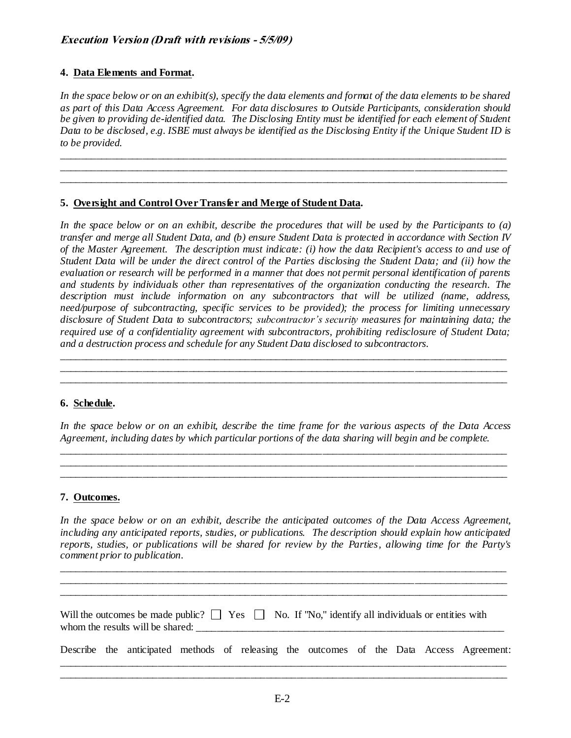*Execution Version (Draft with revisions - 5/5/09)*

**4. Data Elements and Format.**

*In the space below or on an exhibit(s), specify the data elements and format of the data elements to be shared as part of this Data Access Agreement. For data disclosures to Outside Participants, consideration should be given to providing de-identified data. The Disclosing Entity must be identified for each element of Student Data to be disclosed, e.g. ISBE must always be identified as the Disclosing Entity if the Unique Student ID is to be provided.*

______________________________________________________________________________
______________________________________________________________________________
______________________________________________________________________________

**5. Oversight and Control Over Transfer and Merge of Student Data.**

*In the space below or on an exhibit, describe the procedures that will be used by the Participants to (a) transfer and merge all Student Data, and (b) ensure Student Data is protected in accordance with Section IV of the Master Agreement. The description must indicate: (i) how the data Recipient's access to and use of Student Data will be under the direct control of the Parties disclosing the Student Data; and (ii) how the evaluation or research will be performed in a manner that does not permit personal identification of parents and students by individuals other than representatives of the organization conducting the research. The description must include information on any subcontractors that will be utilized (name, address, need/purpose of subcontracting, specific services to be provided); the process for limiting unnecessary disclosure of Student Data to subcontractors; subcontractor's security measures for maintaining data; the required use of a confidentiality agreement with subcontractors, prohibiting redisclosure of Student Data; and a destruction process and schedule for any Student Data disclosed to subcontractors.*

______________________________________________________________________________
______________________________________________________________________________
______________________________________________________________________________

**6. Schedule.**

*In the space below or on an exhibit, describe the time frame for the various aspects of the Data Access Agreement, including dates by which particular portions of the data sharing will begin and be complete.*

______________________________________________________________________________
______________________________________________________________________________
______________________________________________________________________________

**7. Outcomes.**

*In the space below or on an exhibit, describe the anticipated outcomes of the Data Access Agreement, including any anticipated reports, studies, or publications. The description should explain how anticipated reports, studies, or publications will be shared for review by the Parties, allowing time for the Party's comment prior to publication.*

______________________________________________________________________________
______________________________________________________________________________
______________________________________________________________________________

Will the outcomes be made public? ☐ Yes ☐ No. If "No," identify all individuals or entities with whom the results will be shared: ______________________________________________________________

Describe the anticipated methods of releasing the outcomes of the Data Access Agreement:
______________________________________________________________________________
______________________________________________________________________________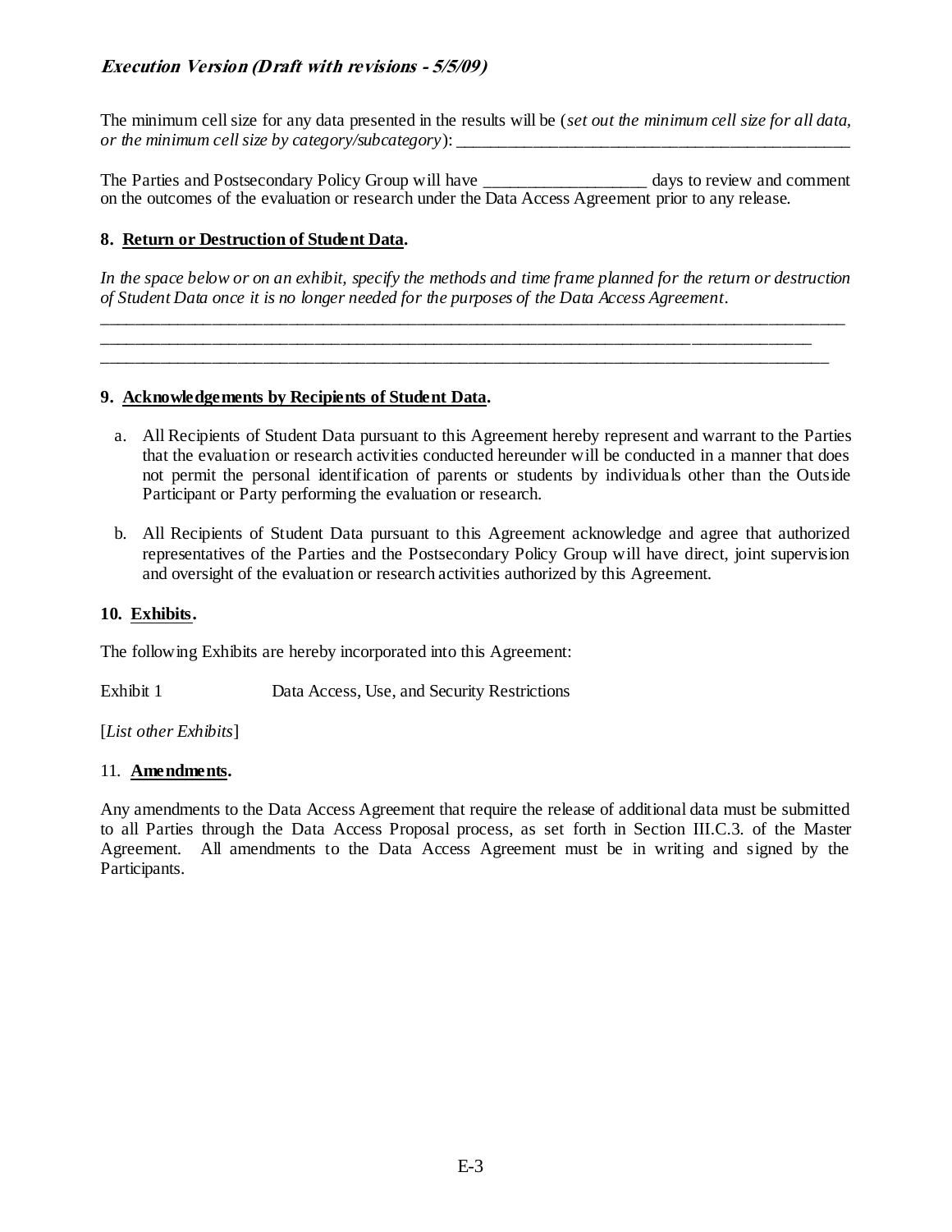The minimum cell size for any data presented in the results will be (*set out the minimum cell size for all data, or the minimum cell size by category/subcategory*): ______________________________________________

The Parties and Postsecondary Policy Group will have __________________ days to review and comment on the outcomes of the evaluation or research under the Data Access Agreement prior to any release.

**8. Return or Destruction of Student Data.**

*In the space below or on an exhibit, specify the methods and time frame planned for the return or destruction of Student Data once it is no longer needed for the purposes of the Data Access Agreement.*

______________________________________________________________________________________
______________________________________________________________________________________
______________________________________________________________________________________

**9. Acknowledgements by Recipients of Student Data.**

a. All Recipients of Student Data pursuant to this Agreement hereby represent and warrant to the Parties that the evaluation or research activities conducted hereunder will be conducted in a manner that does not permit the personal identification of parents or students by individuals other than the Outside Participant or Party performing the evaluation or research.

b. All Recipients of Student Data pursuant to this Agreement acknowledge and agree that authorized representatives of the Parties and the Postsecondary Policy Group will have direct, joint supervision and oversight of the evaluation or research activities authorized by this Agreement.

**10. Exhibits.**

The following Exhibits are hereby incorporated into this Agreement:

Exhibit 1 Data Access, Use, and Security Restrictions

[*List other Exhibits*]

11. **Amendments.**

Any amendments to the Data Access Agreement that require the release of additional data must be submitted to all Parties through the Data Access Proposal process, as set forth in Section III.C.3. of the Master Agreement. All amendments to the Data Access Agreement must be in writing and signed by the Participants.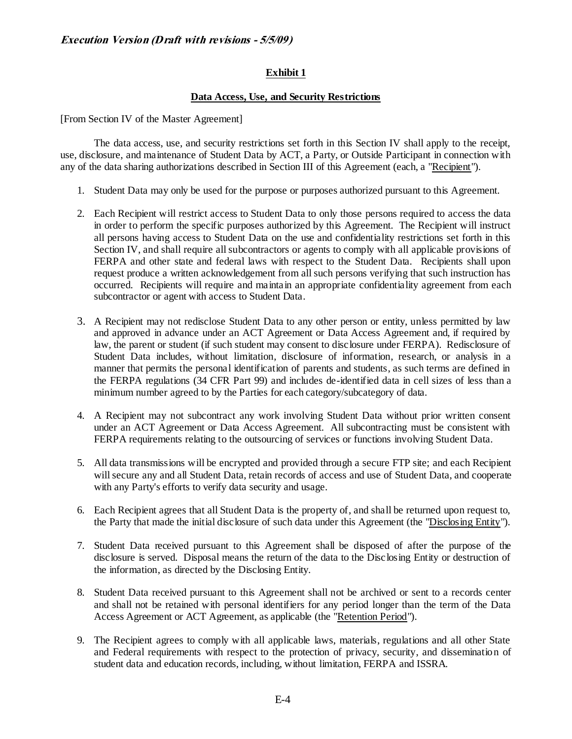*Execution Version (Draft with revisions - 5/5/09)*

## Exhibit 1

### Data Access, Use, and Security Restrictions

[From Section IV of the Master Agreement]

The data access, use, and security restrictions set forth in this Section IV shall apply to the receipt, use, disclosure, and maintenance of Student Data by ACT, a Party, or Outside Participant in connection with any of the data sharing authorizations described in Section III of this Agreement (each, a "Recipient").

1. Student Data may only be used for the purpose or purposes authorized pursuant to this Agreement.

2. Each Recipient will restrict access to Student Data to only those persons required to access the data in order to perform the specific purposes authorized by this Agreement. The Recipient will instruct all persons having access to Student Data on the use and confidentiality restrictions set forth in this Section IV, and shall require all subcontractors or agents to comply with all applicable provisions of FERPA and other state and federal laws with respect to the Student Data. Recipients shall upon request produce a written acknowledgement from all such persons verifying that such instruction has occurred. Recipients will require and maintain an appropriate confidentiality agreement from each subcontractor or agent with access to Student Data.

3. A Recipient may not redisclose Student Data to any other person or entity, unless permitted by law and approved in advance under an ACT Agreement or Data Access Agreement and, if required by law, the parent or student (if such student may consent to disclosure under FERPA). Redisclosure of Student Data includes, without limitation, disclosure of information, research, or analysis in a manner that permits the personal identification of parents and students, as such terms are defined in the FERPA regulations (34 CFR Part 99) and includes de-identified data in cell sizes of less than a minimum number agreed to by the Parties for each category/subcategory of data.

4. A Recipient may not subcontract any work involving Student Data without prior written consent under an ACT Agreement or Data Access Agreement. All subcontracting must be consistent with FERPA requirements relating to the outsourcing of services or functions involving Student Data.

5. All data transmissions will be encrypted and provided through a secure FTP site; and each Recipient will secure any and all Student Data, retain records of access and use of Student Data, and cooperate with any Party's efforts to verify data security and usage.

6. Each Recipient agrees that all Student Data is the property of, and shall be returned upon request to, the Party that made the initial disclosure of such data under this Agreement (the "Disclosing Entity").

7. Student Data received pursuant to this Agreement shall be disposed of after the purpose of the disclosure is served. Disposal means the return of the data to the Disclosing Entity or destruction of the information, as directed by the Disclosing Entity.

8. Student Data received pursuant to this Agreement shall not be archived or sent to a records center and shall not be retained with personal identifiers for any period longer than the term of the Data Access Agreement or ACT Agreement, as applicable (the "Retention Period").

9. The Recipient agrees to comply with all applicable laws, materials, regulations and all other State and Federal requirements with respect to the protection of privacy, security, and dissemination of student data and education records, including, without limitation, FERPA and ISSRA.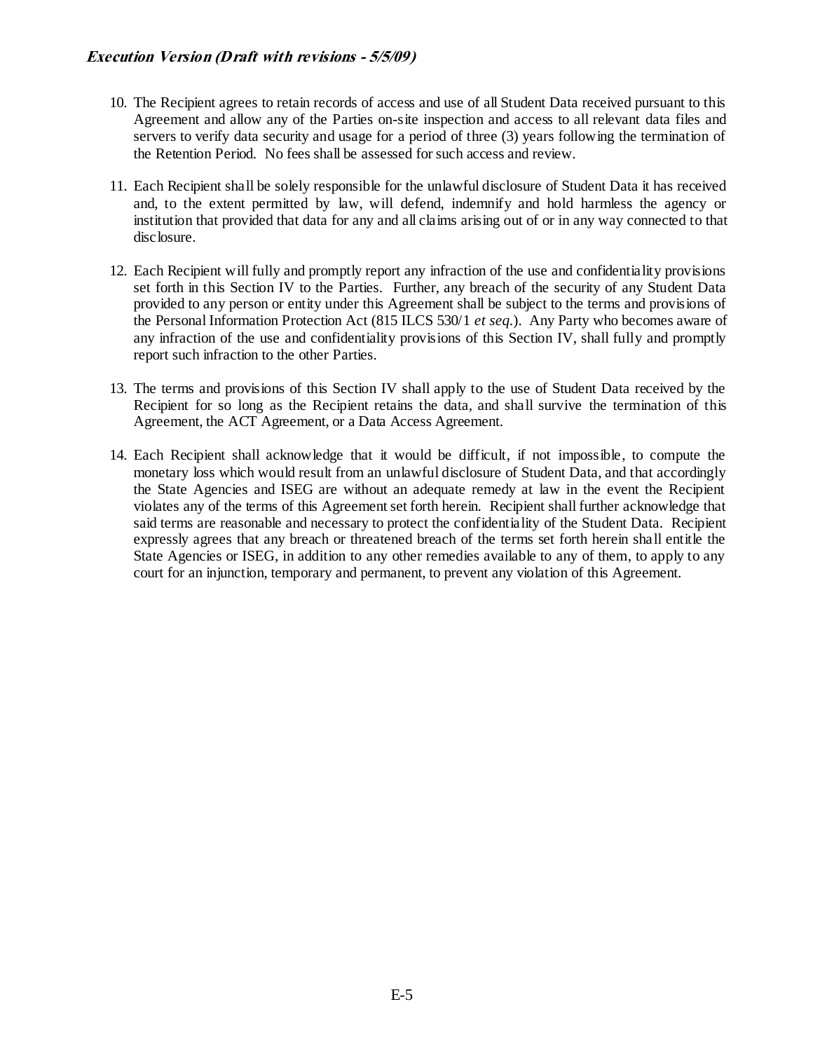10. The Recipient agrees to retain records of access and use of all Student Data received pursuant to this Agreement and allow any of the Parties on-site inspection and access to all relevant data files and servers to verify data security and usage for a period of three (3) years following the termination of the Retention Period. No fees shall be assessed for such access and review.

11. Each Recipient shall be solely responsible for the unlawful disclosure of Student Data it has received and, to the extent permitted by law, will defend, indemnify and hold harmless the agency or institution that provided that data for any and all claims arising out of or in any way connected to that disclosure.

12. Each Recipient will fully and promptly report any infraction of the use and confidentiality provisions set forth in this Section IV to the Parties. Further, any breach of the security of any Student Data provided to any person or entity under this Agreement shall be subject to the terms and provisions of the Personal Information Protection Act (815 ILCS 530/1 *et seq.*). Any Party who becomes aware of any infraction of the use and confidentiality provisions of this Section IV, shall fully and promptly report such infraction to the other Parties.

13. The terms and provisions of this Section IV shall apply to the use of Student Data received by the Recipient for so long as the Recipient retains the data, and shall survive the termination of this Agreement, the ACT Agreement, or a Data Access Agreement.

14. Each Recipient shall acknowledge that it would be difficult, if not impossible, to compute the monetary loss which would result from an unlawful disclosure of Student Data, and that accordingly the State Agencies and ISEG are without an adequate remedy at law in the event the Recipient violates any of the terms of this Agreement set forth herein. Recipient shall further acknowledge that said terms are reasonable and necessary to protect the confidentiality of the Student Data. Recipient expressly agrees that any breach or threatened breach of the terms set forth herein shall entitle the State Agencies or ISEG, in addition to any other remedies available to any of them, to apply to any court for an injunction, temporary and permanent, to prevent any violation of this Agreement.